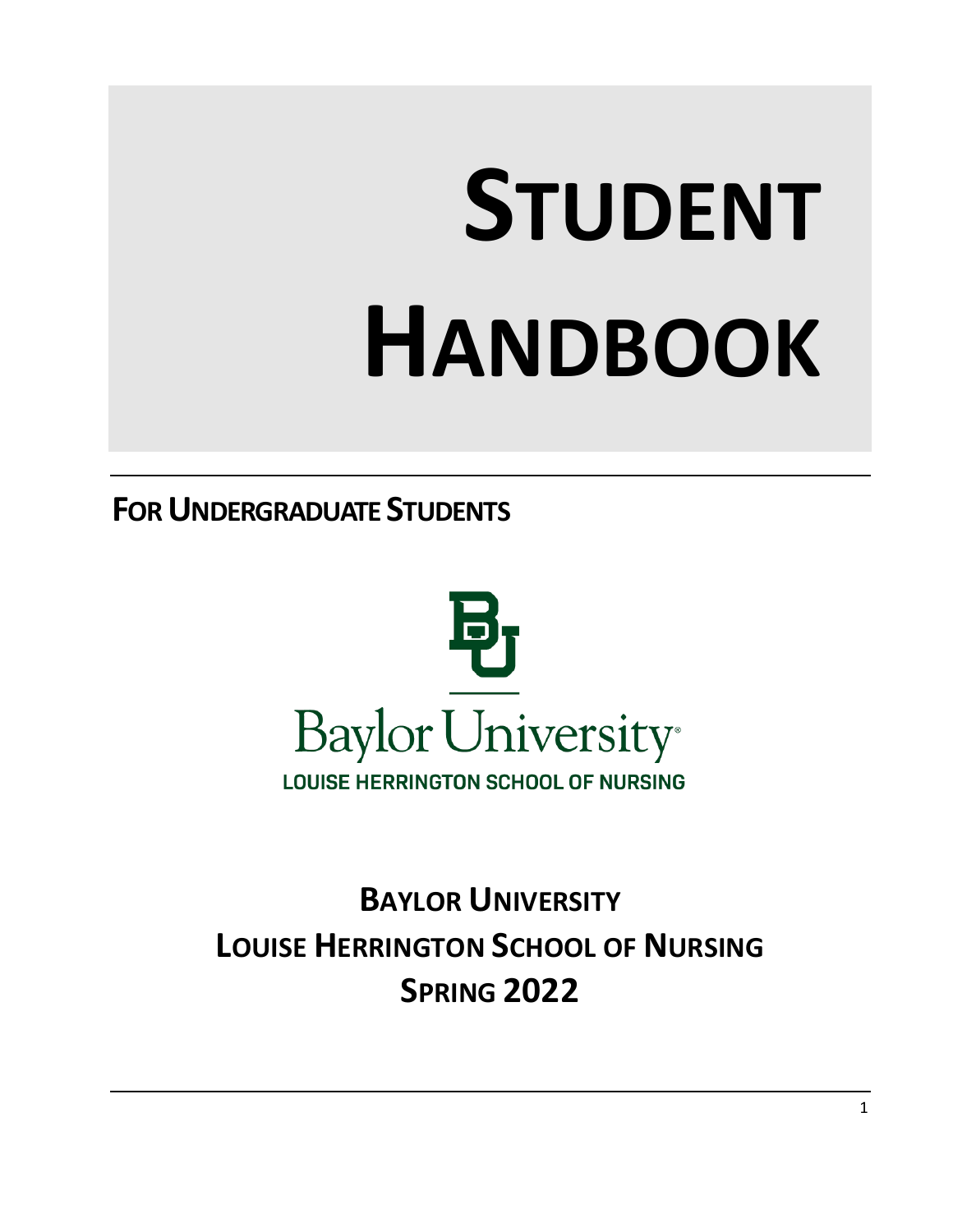# STUDENT HANDBOOK

## FOR UNDERGRADUATE STUDENTS

Baylor University
LOUISE HERRINGTON SCHOOL OF NURSING

**BAYLOR UNIVERSITY**
**LOUISE HERRINGTON SCHOOL OF NURSING**
**SPRING 2022**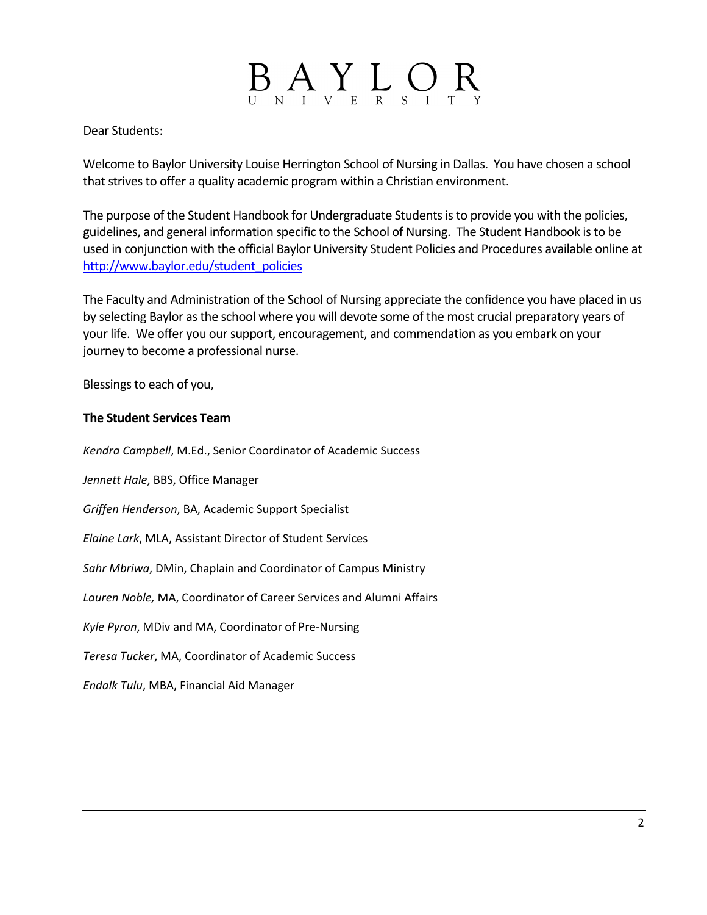BAYLOR
UNIVERSITY

Dear Students:

Welcome to Baylor University Louise Herrington School of Nursing in Dallas. You have chosen a school that strives to offer a quality academic program within a Christian environment.

The purpose of the Student Handbook for Undergraduate Students is to provide you with the policies, guidelines, and general information specific to the School of Nursing. The Student Handbook is to be used in conjunction with the official Baylor University Student Policies and Procedures available online at [http://www.baylor.edu/student_policies](http://www.baylor.edu/student_policies)

The Faculty and Administration of the School of Nursing appreciate the confidence you have placed in us by selecting Baylor as the school where you will devote some of the most crucial preparatory years of your life. We offer you our support, encouragement, and commendation as you embark on your journey to become a professional nurse.

Blessings to each of you,

**The Student Services Team**

*Kendra Campbell*, M.Ed., Senior Coordinator of Academic Success

*Jennett Hale*, BBS, Office Manager

*Griffen Henderson*, BA, Academic Support Specialist

*Elaine Lark*, MLA, Assistant Director of Student Services

*Sahr Mbriwa*, DMin, Chaplain and Coordinator of Campus Ministry

*Lauren Noble,* MA, Coordinator of Career Services and Alumni Affairs

*Kyle Pyron*, MDiv and MA, Coordinator of Pre-Nursing

*Teresa Tucker*, MA, Coordinator of Academic Success

*Endalk Tulu*, MBA, Financial Aid Manager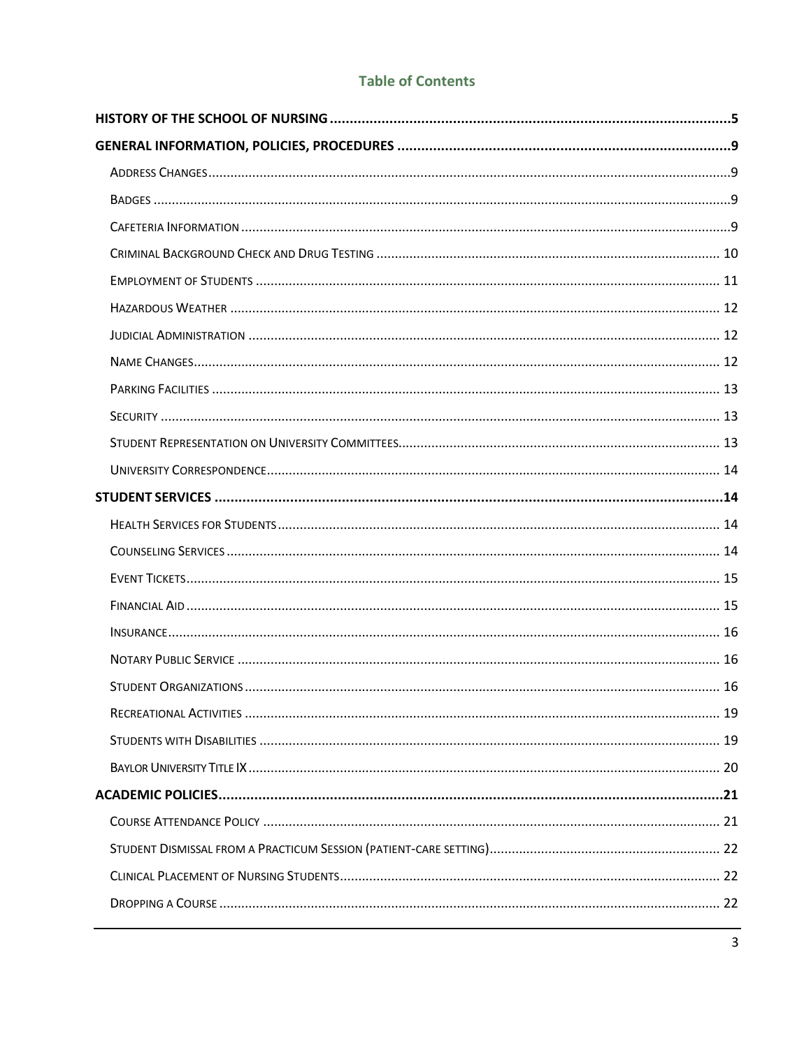## Table of Contents

**HISTORY OF THE SCHOOL OF NURSING** .......... 5

**GENERAL INFORMATION, POLICIES, PROCEDURES** .......... 9

- Address Changes .......... 9
- Badges .......... 9
- Cafeteria Information .......... 9
- Criminal Background Check and Drug Testing .......... 10
- Employment of Students .......... 11
- Hazardous Weather .......... 12
- Judicial Administration .......... 12
- Name Changes .......... 12
- Parking Facilities .......... 13
- Security .......... 13
- Student Representation on University Committees .......... 13
- University Correspondence .......... 14

**STUDENT SERVICES** .......... 14

- Health Services for Students .......... 14
- Counseling Services .......... 14
- Event Tickets .......... 15
- Financial Aid .......... 15
- Insurance .......... 16
- Notary Public Service .......... 16
- Student Organizations .......... 16
- Recreational Activities .......... 19
- Students with Disabilities .......... 19
- Baylor University Title IX .......... 20

**ACADEMIC POLICIES** .......... 21

- Course Attendance Policy .......... 21
- Student Dismissal from a Practicum Session (patient-care setting) .......... 22
- Clinical Placement of Nursing Students .......... 22
- Dropping a Course .......... 22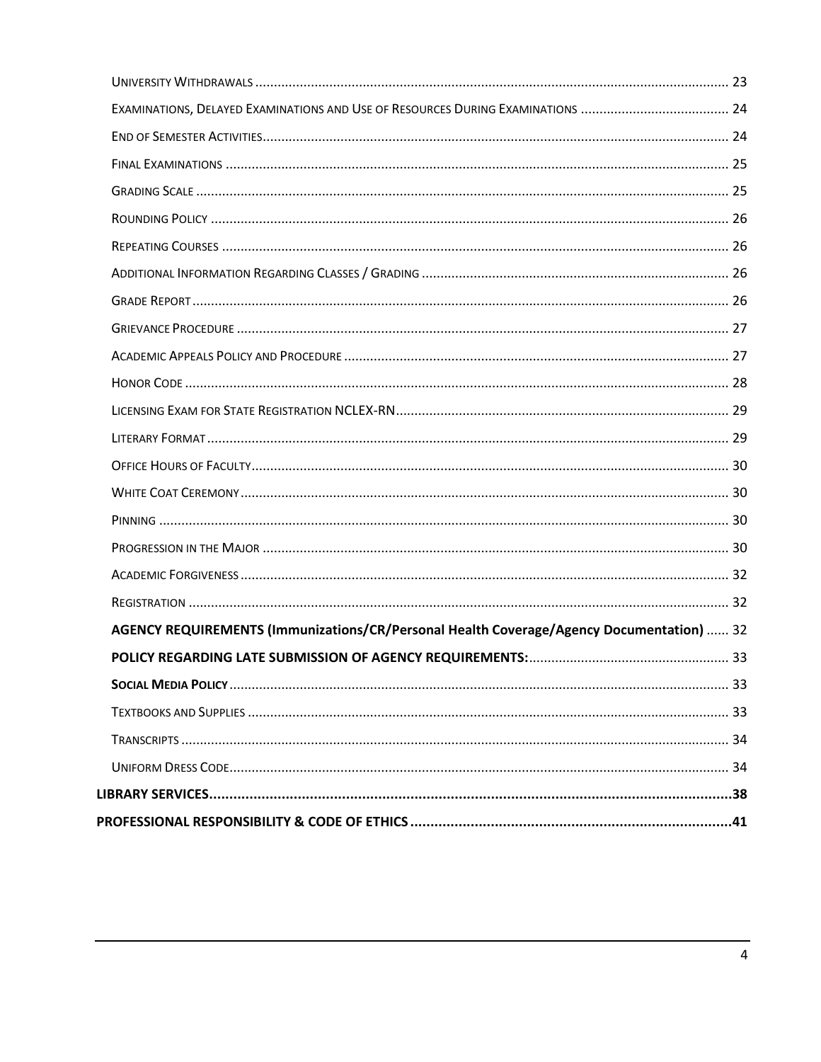University Withdrawals ........ 23
Examinations, Delayed Examinations and Use of Resources During Examinations ........ 24
End of Semester Activities ........ 24
Final Examinations ........ 25
Grading Scale ........ 25
Rounding Policy ........ 26
Repeating Courses ........ 26
Additional Information Regarding Classes / Grading ........ 26
Grade Report ........ 26
Grievance Procedure ........ 27
Academic Appeals Policy and Procedure ........ 27
Honor Code ........ 28
Licensing Exam for State Registration NCLEX-RN ........ 29
Literary Format ........ 29
Office Hours of Faculty ........ 30
White Coat Ceremony ........ 30
Pinning ........ 30
Progression in the Major ........ 30
Academic Forgiveness ........ 32
Registration ........ 32
**AGENCY REQUIREMENTS (Immunizations/CR/Personal Health Coverage/Agency Documentation)** ........ 32
**POLICY REGARDING LATE SUBMISSION OF AGENCY REQUIREMENTS:** ........ 33
**Social Media Policy** ........ 33
Textbooks and Supplies ........ 33
Transcripts ........ 34
Uniform Dress Code ........ 34

**LIBRARY SERVICES** ........ 38

**PROFESSIONAL RESPONSIBILITY & CODE OF ETHICS** ........ 41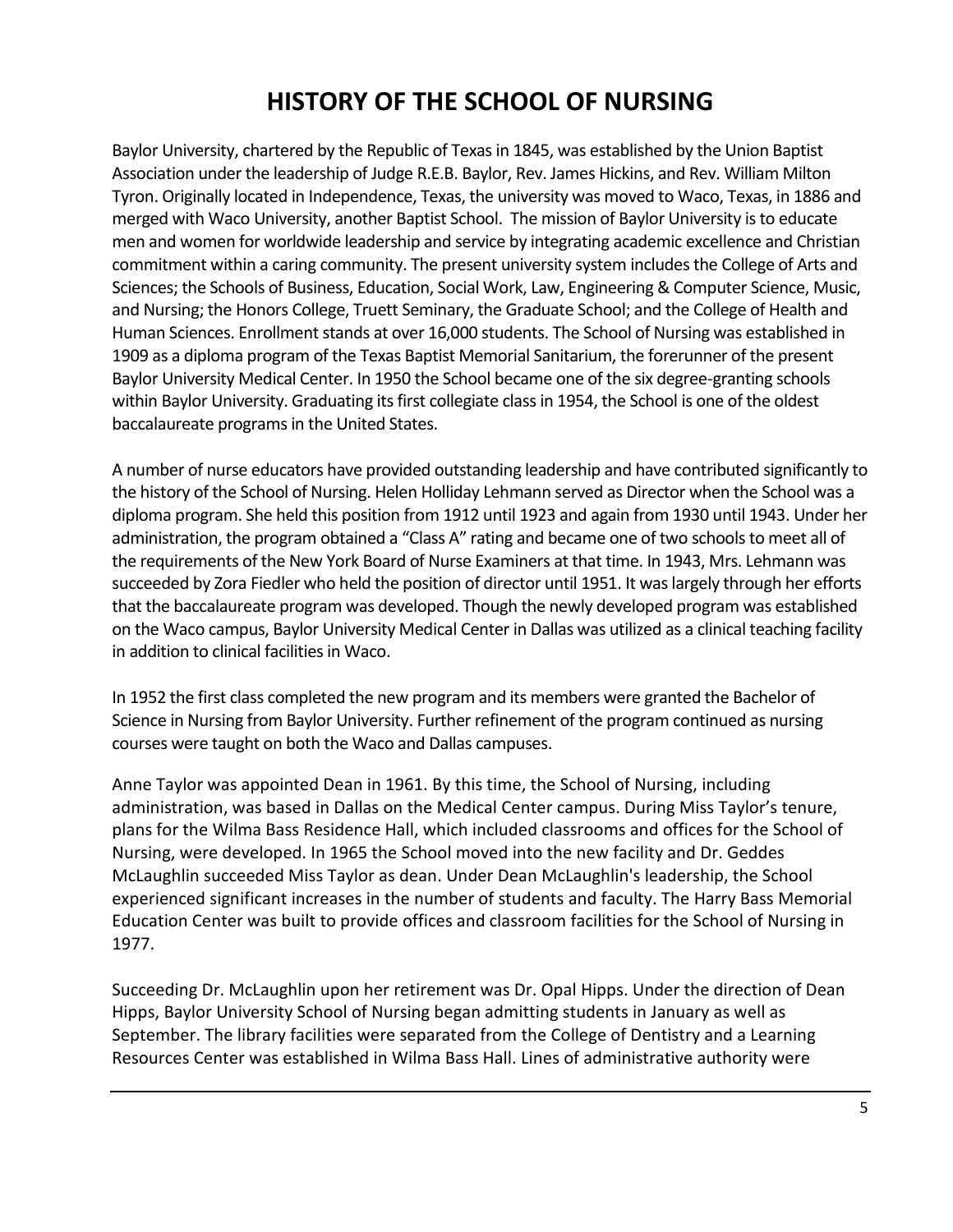# HISTORY OF THE SCHOOL OF NURSING

Baylor University, chartered by the Republic of Texas in 1845, was established by the Union Baptist Association under the leadership of Judge R.E.B. Baylor, Rev. James Hickins, and Rev. William Milton Tyron. Originally located in Independence, Texas, the university was moved to Waco, Texas, in 1886 and merged with Waco University, another Baptist School. The mission of Baylor University is to educate men and women for worldwide leadership and service by integrating academic excellence and Christian commitment within a caring community. The present university system includes the College of Arts and Sciences; the Schools of Business, Education, Social Work, Law, Engineering & Computer Science, Music, and Nursing; the Honors College, Truett Seminary, the Graduate School; and the College of Health and Human Sciences. Enrollment stands at over 16,000 students. The School of Nursing was established in 1909 as a diploma program of the Texas Baptist Memorial Sanitarium, the forerunner of the present Baylor University Medical Center. In 1950 the School became one of the six degree-granting schools within Baylor University. Graduating its first collegiate class in 1954, the School is one of the oldest baccalaureate programs in the United States.

A number of nurse educators have provided outstanding leadership and have contributed significantly to the history of the School of Nursing. Helen Holliday Lehmann served as Director when the School was a diploma program. She held this position from 1912 until 1923 and again from 1930 until 1943. Under her administration, the program obtained a "Class A" rating and became one of two schools to meet all of the requirements of the New York Board of Nurse Examiners at that time. In 1943, Mrs. Lehmann was succeeded by Zora Fiedler who held the position of director until 1951. It was largely through her efforts that the baccalaureate program was developed. Though the newly developed program was established on the Waco campus, Baylor University Medical Center in Dallas was utilized as a clinical teaching facility in addition to clinical facilities in Waco.

In 1952 the first class completed the new program and its members were granted the Bachelor of Science in Nursing from Baylor University. Further refinement of the program continued as nursing courses were taught on both the Waco and Dallas campuses.

Anne Taylor was appointed Dean in 1961. By this time, the School of Nursing, including administration, was based in Dallas on the Medical Center campus. During Miss Taylor's tenure, plans for the Wilma Bass Residence Hall, which included classrooms and offices for the School of Nursing, were developed. In 1965 the School moved into the new facility and Dr. Geddes McLaughlin succeeded Miss Taylor as dean. Under Dean McLaughlin's leadership, the School experienced significant increases in the number of students and faculty. The Harry Bass Memorial Education Center was built to provide offices and classroom facilities for the School of Nursing in 1977.

Succeeding Dr. McLaughlin upon her retirement was Dr. Opal Hipps. Under the direction of Dean Hipps, Baylor University School of Nursing began admitting students in January as well as September. The library facilities were separated from the College of Dentistry and a Learning Resources Center was established in Wilma Bass Hall. Lines of administrative authority were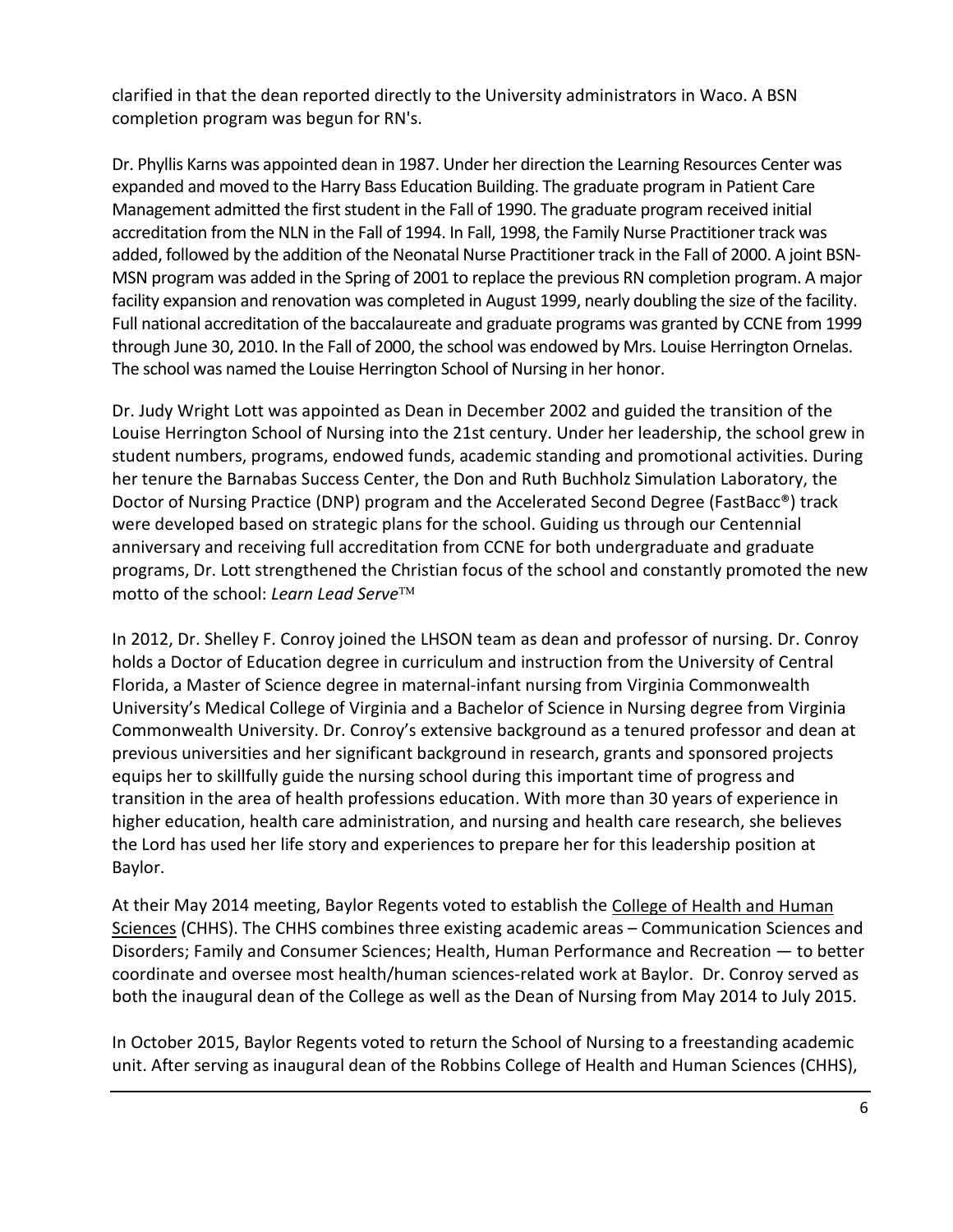clarified in that the dean reported directly to the University administrators in Waco. A BSN completion program was begun for RN's.

Dr. Phyllis Karns was appointed dean in 1987. Under her direction the Learning Resources Center was expanded and moved to the Harry Bass Education Building. The graduate program in Patient Care Management admitted the first student in the Fall of 1990. The graduate program received initial accreditation from the NLN in the Fall of 1994. In Fall, 1998, the Family Nurse Practitioner track was added, followed by the addition of the Neonatal Nurse Practitioner track in the Fall of 2000. A joint BSN-MSN program was added in the Spring of 2001 to replace the previous RN completion program. A major facility expansion and renovation was completed in August 1999, nearly doubling the size of the facility. Full national accreditation of the baccalaureate and graduate programs was granted by CCNE from 1999 through June 30, 2010. In the Fall of 2000, the school was endowed by Mrs. Louise Herrington Ornelas. The school was named the Louise Herrington School of Nursing in her honor.

Dr. Judy Wright Lott was appointed as Dean in December 2002 and guided the transition of the Louise Herrington School of Nursing into the 21st century. Under her leadership, the school grew in student numbers, programs, endowed funds, academic standing and promotional activities. During her tenure the Barnabas Success Center, the Don and Ruth Buchholz Simulation Laboratory, the Doctor of Nursing Practice (DNP) program and the Accelerated Second Degree (FastBacc®) track were developed based on strategic plans for the school. Guiding us through our Centennial anniversary and receiving full accreditation from CCNE for both undergraduate and graduate programs, Dr. Lott strengthened the Christian focus of the school and constantly promoted the new motto of the school: *Learn Lead Serve*™

In 2012, Dr. Shelley F. Conroy joined the LHSON team as dean and professor of nursing. Dr. Conroy holds a Doctor of Education degree in curriculum and instruction from the University of Central Florida, a Master of Science degree in maternal-infant nursing from Virginia Commonwealth University's Medical College of Virginia and a Bachelor of Science in Nursing degree from Virginia Commonwealth University. Dr. Conroy's extensive background as a tenured professor and dean at previous universities and her significant background in research, grants and sponsored projects equips her to skillfully guide the nursing school during this important time of progress and transition in the area of health professions education. With more than 30 years of experience in higher education, health care administration, and nursing and health care research, she believes the Lord has used her life story and experiences to prepare her for this leadership position at Baylor.

At their May 2014 meeting, Baylor Regents voted to establish the College of Health and Human Sciences (CHHS). The CHHS combines three existing academic areas – Communication Sciences and Disorders; Family and Consumer Sciences; Health, Human Performance and Recreation — to better coordinate and oversee most health/human sciences-related work at Baylor. Dr. Conroy served as both the inaugural dean of the College as well as the Dean of Nursing from May 2014 to July 2015.

In October 2015, Baylor Regents voted to return the School of Nursing to a freestanding academic unit. After serving as inaugural dean of the Robbins College of Health and Human Sciences (CHHS),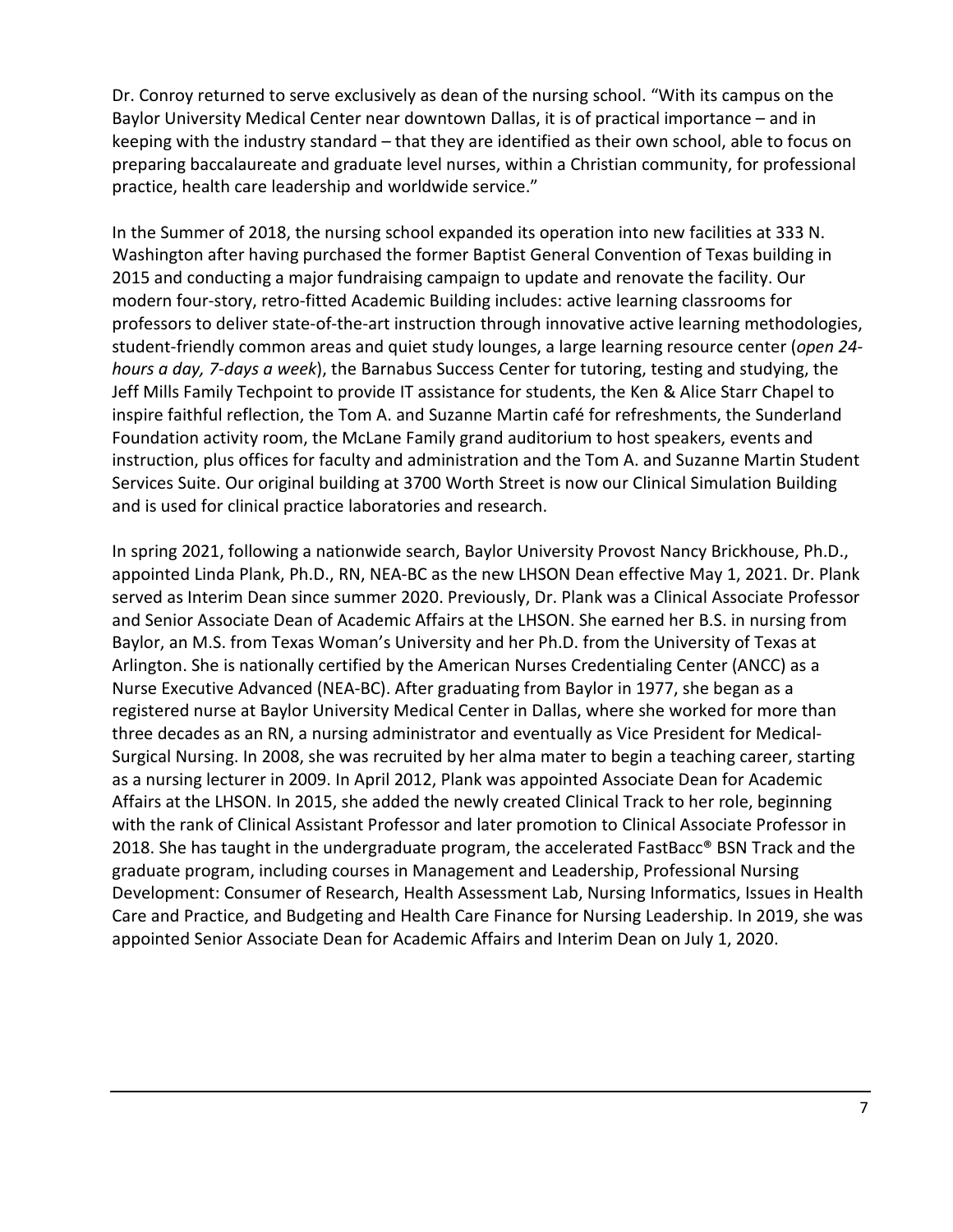Dr. Conroy returned to serve exclusively as dean of the nursing school. "With its campus on the Baylor University Medical Center near downtown Dallas, it is of practical importance – and in keeping with the industry standard – that they are identified as their own school, able to focus on preparing baccalaureate and graduate level nurses, within a Christian community, for professional practice, health care leadership and worldwide service."

In the Summer of 2018, the nursing school expanded its operation into new facilities at 333 N. Washington after having purchased the former Baptist General Convention of Texas building in 2015 and conducting a major fundraising campaign to update and renovate the facility. Our modern four-story, retro-fitted Academic Building includes: active learning classrooms for professors to deliver state-of-the-art instruction through innovative active learning methodologies, student-friendly common areas and quiet study lounges, a large learning resource center (*open 24-hours a day, 7-days a week*), the Barnabus Success Center for tutoring, testing and studying, the Jeff Mills Family Techpoint to provide IT assistance for students, the Ken & Alice Starr Chapel to inspire faithful reflection, the Tom A. and Suzanne Martin café for refreshments, the Sunderland Foundation activity room, the McLane Family grand auditorium to host speakers, events and instruction, plus offices for faculty and administration and the Tom A. and Suzanne Martin Student Services Suite. Our original building at 3700 Worth Street is now our Clinical Simulation Building and is used for clinical practice laboratories and research.

In spring 2021, following a nationwide search, Baylor University Provost Nancy Brickhouse, Ph.D., appointed Linda Plank, Ph.D., RN, NEA-BC as the new LHSON Dean effective May 1, 2021. Dr. Plank served as Interim Dean since summer 2020. Previously, Dr. Plank was a Clinical Associate Professor and Senior Associate Dean of Academic Affairs at the LHSON. She earned her B.S. in nursing from Baylor, an M.S. from Texas Woman's University and her Ph.D. from the University of Texas at Arlington. She is nationally certified by the American Nurses Credentialing Center (ANCC) as a Nurse Executive Advanced (NEA-BC). After graduating from Baylor in 1977, she began as a registered nurse at Baylor University Medical Center in Dallas, where she worked for more than three decades as an RN, a nursing administrator and eventually as Vice President for Medical-Surgical Nursing. In 2008, she was recruited by her alma mater to begin a teaching career, starting as a nursing lecturer in 2009. In April 2012, Plank was appointed Associate Dean for Academic Affairs at the LHSON. In 2015, she added the newly created Clinical Track to her role, beginning with the rank of Clinical Assistant Professor and later promotion to Clinical Associate Professor in 2018. She has taught in the undergraduate program, the accelerated FastBacc® BSN Track and the graduate program, including courses in Management and Leadership, Professional Nursing Development: Consumer of Research, Health Assessment Lab, Nursing Informatics, Issues in Health Care and Practice, and Budgeting and Health Care Finance for Nursing Leadership. In 2019, she was appointed Senior Associate Dean for Academic Affairs and Interim Dean on July 1, 2020.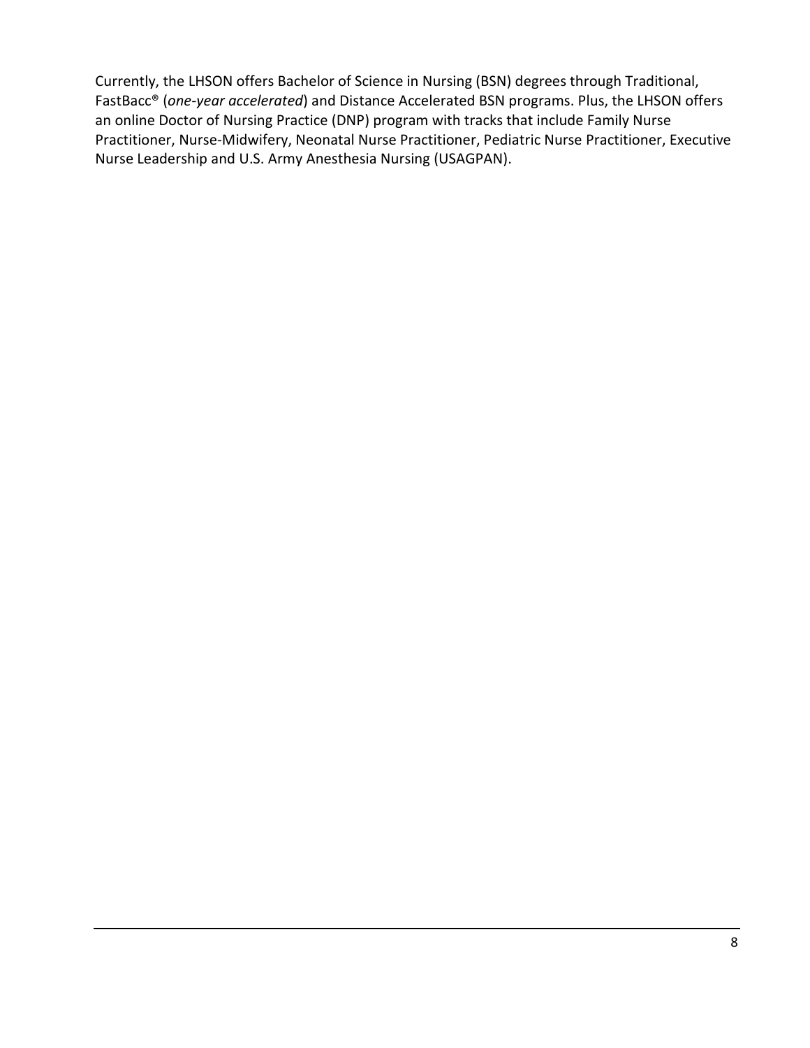Currently, the LHSON offers Bachelor of Science in Nursing (BSN) degrees through Traditional, FastBacc® (*one-year accelerated*) and Distance Accelerated BSN programs. Plus, the LHSON offers an online Doctor of Nursing Practice (DNP) program with tracks that include Family Nurse Practitioner, Nurse-Midwifery, Neonatal Nurse Practitioner, Pediatric Nurse Practitioner, Executive Nurse Leadership and U.S. Army Anesthesia Nursing (USAGPAN).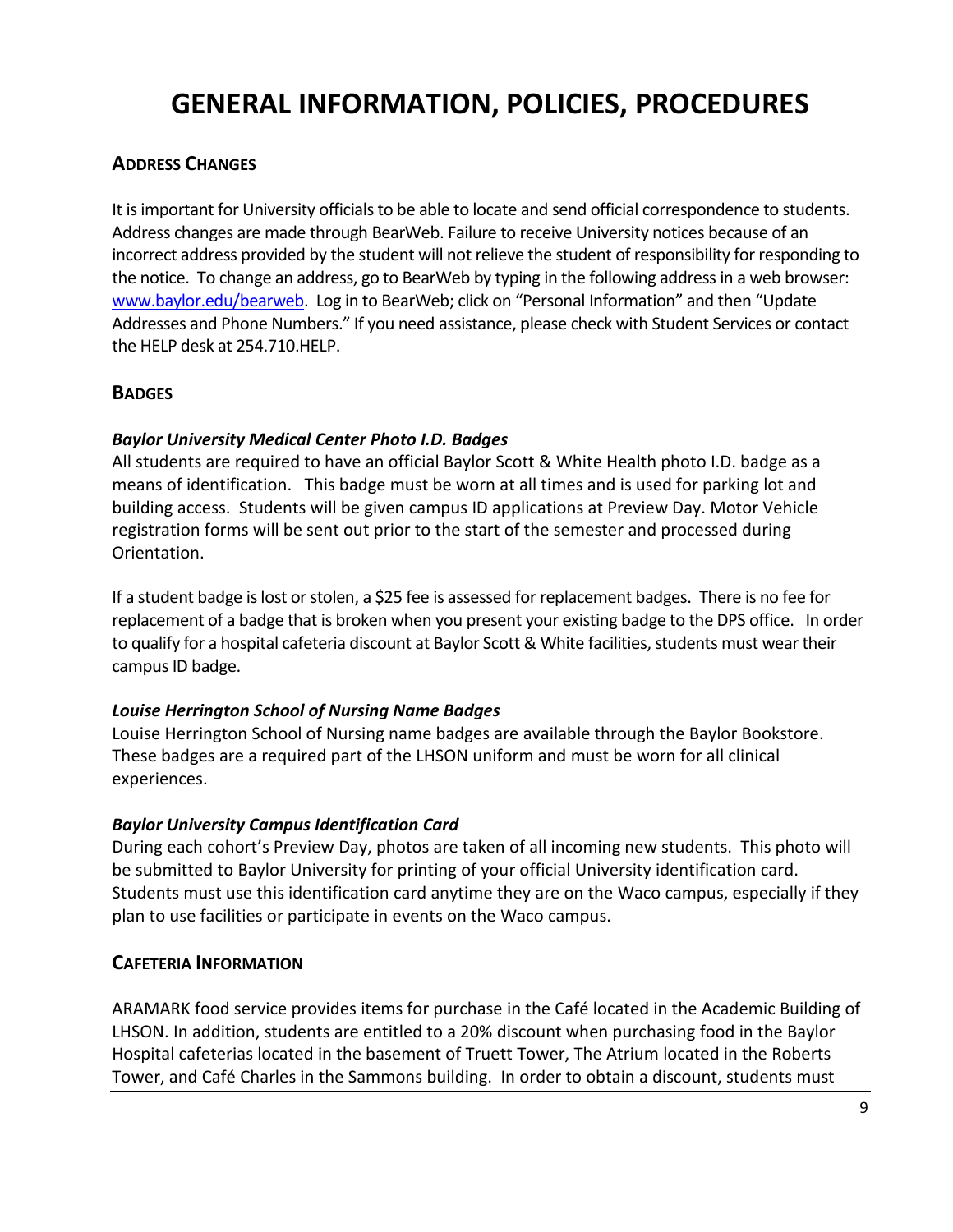# GENERAL INFORMATION, POLICIES, PROCEDURES

## ADDRESS CHANGES

It is important for University officials to be able to locate and send official correspondence to students. Address changes are made through BearWeb. Failure to receive University notices because of an incorrect address provided by the student will not relieve the student of responsibility for responding to the notice. To change an address, go to BearWeb by typing in the following address in a web browser: www.baylor.edu/bearweb. Log in to BearWeb; click on "Personal Information" and then "Update Addresses and Phone Numbers." If you need assistance, please check with Student Services or contact the HELP desk at 254.710.HELP.

## BADGES

***Baylor University Medical Center Photo I.D. Badges***

All students are required to have an official Baylor Scott & White Health photo I.D. badge as a means of identification. This badge must be worn at all times and is used for parking lot and building access. Students will be given campus ID applications at Preview Day. Motor Vehicle registration forms will be sent out prior to the start of the semester and processed during Orientation.

If a student badge is lost or stolen, a $25 fee is assessed for replacement badges. There is no fee for replacement of a badge that is broken when you present your existing badge to the DPS office. In order to qualify for a hospital cafeteria discount at Baylor Scott & White facilities, students must wear their campus ID badge.

***Louise Herrington School of Nursing Name Badges***

Louise Herrington School of Nursing name badges are available through the Baylor Bookstore. These badges are a required part of the LHSON uniform and must be worn for all clinical experiences.

***Baylor University Campus Identification Card***

During each cohort's Preview Day, photos are taken of all incoming new students. This photo will be submitted to Baylor University for printing of your official University identification card. Students must use this identification card anytime they are on the Waco campus, especially if they plan to use facilities or participate in events on the Waco campus.

## CAFETERIA INFORMATION

ARAMARK food service provides items for purchase in the Café located in the Academic Building of LHSON. In addition, students are entitled to a 20% discount when purchasing food in the Baylor Hospital cafeterias located in the basement of Truett Tower, The Atrium located in the Roberts Tower, and Café Charles in the Sammons building. In order to obtain a discount, students must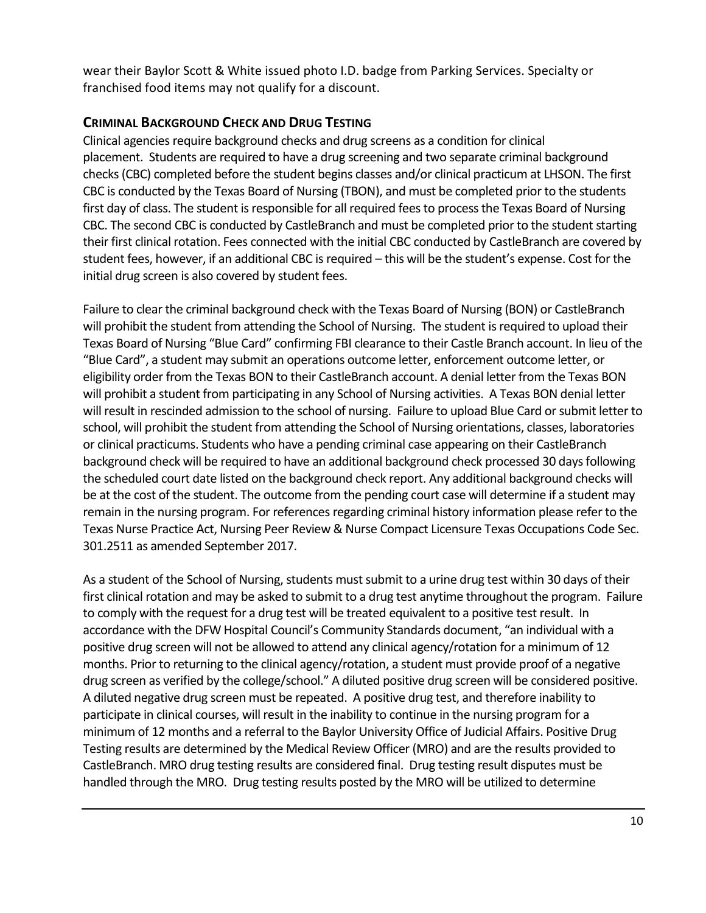wear their Baylor Scott & White issued photo I.D. badge from Parking Services. Specialty or franchised food items may not qualify for a discount.

### Criminal Background Check and Drug Testing

Clinical agencies require background checks and drug screens as a condition for clinical placement. Students are required to have a drug screening and two separate criminal background checks (CBC) completed before the student begins classes and/or clinical practicum at LHSON. The first CBC is conducted by the Texas Board of Nursing (TBON), and must be completed prior to the students first day of class. The student is responsible for all required fees to process the Texas Board of Nursing CBC. The second CBC is conducted by CastleBranch and must be completed prior to the student starting their first clinical rotation. Fees connected with the initial CBC conducted by CastleBranch are covered by student fees, however, if an additional CBC is required – this will be the student's expense. Cost for the initial drug screen is also covered by student fees.

Failure to clear the criminal background check with the Texas Board of Nursing (BON) or CastleBranch will prohibit the student from attending the School of Nursing. The student is required to upload their Texas Board of Nursing "Blue Card" confirming FBI clearance to their Castle Branch account. In lieu of the "Blue Card", a student may submit an operations outcome letter, enforcement outcome letter, or eligibility order from the Texas BON to their CastleBranch account. A denial letter from the Texas BON will prohibit a student from participating in any School of Nursing activities. A Texas BON denial letter will result in rescinded admission to the school of nursing. Failure to upload Blue Card or submit letter to school, will prohibit the student from attending the School of Nursing orientations, classes, laboratories or clinical practicums. Students who have a pending criminal case appearing on their CastleBranch background check will be required to have an additional background check processed 30 days following the scheduled court date listed on the background check report. Any additional background checks will be at the cost of the student. The outcome from the pending court case will determine if a student may remain in the nursing program. For references regarding criminal history information please refer to the Texas Nurse Practice Act, Nursing Peer Review & Nurse Compact Licensure Texas Occupations Code Sec. 301.2511 as amended September 2017.

As a student of the School of Nursing, students must submit to a urine drug test within 30 days of their first clinical rotation and may be asked to submit to a drug test anytime throughout the program. Failure to comply with the request for a drug test will be treated equivalent to a positive test result. In accordance with the DFW Hospital Council's Community Standards document, "an individual with a positive drug screen will not be allowed to attend any clinical agency/rotation for a minimum of 12 months. Prior to returning to the clinical agency/rotation, a student must provide proof of a negative drug screen as verified by the college/school." A diluted positive drug screen will be considered positive. A diluted negative drug screen must be repeated. A positive drug test, and therefore inability to participate in clinical courses, will result in the inability to continue in the nursing program for a minimum of 12 months and a referral to the Baylor University Office of Judicial Affairs. Positive Drug Testing results are determined by the Medical Review Officer (MRO) and are the results provided to CastleBranch. MRO drug testing results are considered final. Drug testing result disputes must be handled through the MRO. Drug testing results posted by the MRO will be utilized to determine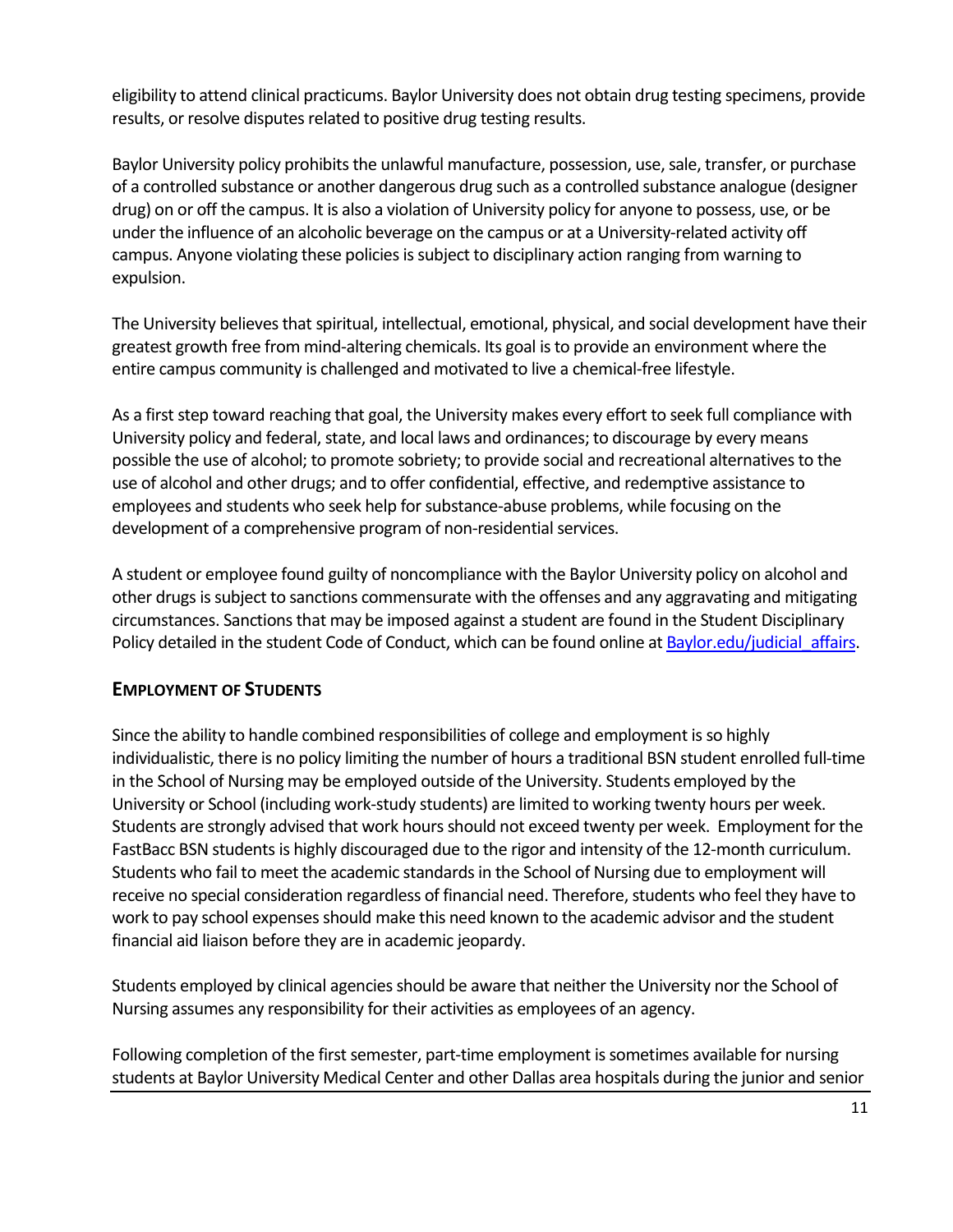eligibility to attend clinical practicums. Baylor University does not obtain drug testing specimens, provide results, or resolve disputes related to positive drug testing results.

Baylor University policy prohibits the unlawful manufacture, possession, use, sale, transfer, or purchase of a controlled substance or another dangerous drug such as a controlled substance analogue (designer drug) on or off the campus. It is also a violation of University policy for anyone to possess, use, or be under the influence of an alcoholic beverage on the campus or at a University-related activity off campus. Anyone violating these policies is subject to disciplinary action ranging from warning to expulsion.

The University believes that spiritual, intellectual, emotional, physical, and social development have their greatest growth free from mind-altering chemicals. Its goal is to provide an environment where the entire campus community is challenged and motivated to live a chemical-free lifestyle.

As a first step toward reaching that goal, the University makes every effort to seek full compliance with University policy and federal, state, and local laws and ordinances; to discourage by every means possible the use of alcohol; to promote sobriety; to provide social and recreational alternatives to the use of alcohol and other drugs; and to offer confidential, effective, and redemptive assistance to employees and students who seek help for substance-abuse problems, while focusing on the development of a comprehensive program of non-residential services.

A student or employee found guilty of noncompliance with the Baylor University policy on alcohol and other drugs is subject to sanctions commensurate with the offenses and any aggravating and mitigating circumstances. Sanctions that may be imposed against a student are found in the Student Disciplinary Policy detailed in the student Code of Conduct, which can be found online at [Baylor.edu/judicial_affairs](Baylor.edu/judicial_affairs).

## EMPLOYMENT OF STUDENTS

Since the ability to handle combined responsibilities of college and employment is so highly individualistic, there is no policy limiting the number of hours a traditional BSN student enrolled full-time in the School of Nursing may be employed outside of the University. Students employed by the University or School (including work-study students) are limited to working twenty hours per week. Students are strongly advised that work hours should not exceed twenty per week. Employment for the FastBacc BSN students is highly discouraged due to the rigor and intensity of the 12-month curriculum. Students who fail to meet the academic standards in the School of Nursing due to employment will receive no special consideration regardless of financial need. Therefore, students who feel they have to work to pay school expenses should make this need known to the academic advisor and the student financial aid liaison before they are in academic jeopardy.

Students employed by clinical agencies should be aware that neither the University nor the School of Nursing assumes any responsibility for their activities as employees of an agency.

Following completion of the first semester, part-time employment is sometimes available for nursing students at Baylor University Medical Center and other Dallas area hospitals during the junior and senior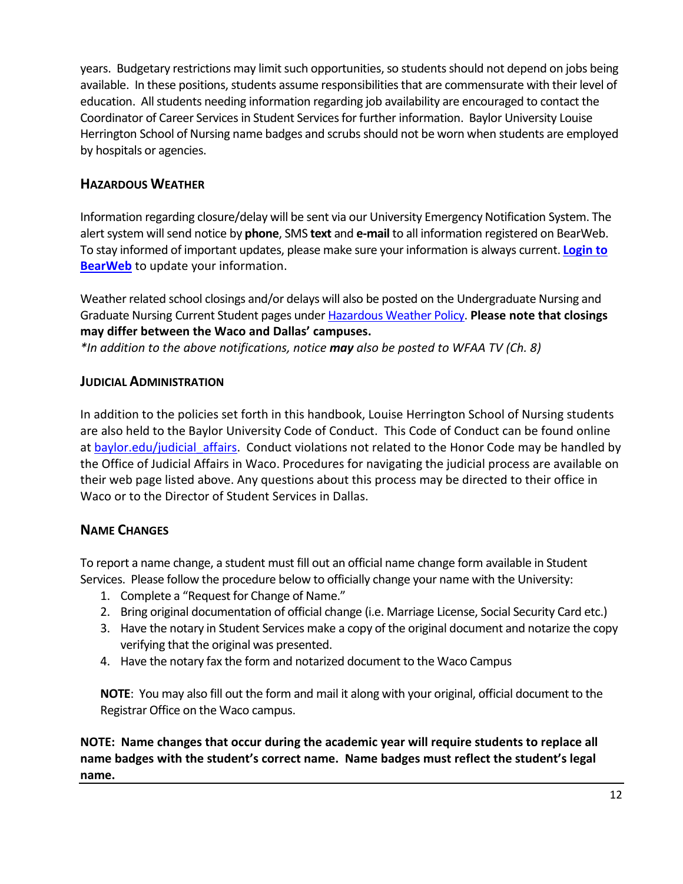years. Budgetary restrictions may limit such opportunities, so students should not depend on jobs being available. In these positions, students assume responsibilities that are commensurate with their level of education. All students needing information regarding job availability are encouraged to contact the Coordinator of Career Services in Student Services for further information. Baylor University Louise Herrington School of Nursing name badges and scrubs should not be worn when students are employed by hospitals or agencies.

### HAZARDOUS WEATHER

Information regarding closure/delay will be sent via our University Emergency Notification System. The alert system will send notice by **phone**, SMS **text** and **e-mail** to all information registered on BearWeb. To stay informed of important updates, please make sure your information is always current. **Login to BearWeb** to update your information.

Weather related school closings and/or delays will also be posted on the Undergraduate Nursing and Graduate Nursing Current Student pages under Hazardous Weather Policy. **Please note that closings may differ between the Waco and Dallas' campuses.**
*\*In addition to the above notifications, notice **may** also be posted to WFAA TV (Ch. 8)*

### JUDICIAL ADMINISTRATION

In addition to the policies set forth in this handbook, Louise Herrington School of Nursing students are also held to the Baylor University Code of Conduct. This Code of Conduct can be found online at baylor.edu/judicial_affairs. Conduct violations not related to the Honor Code may be handled by the Office of Judicial Affairs in Waco. Procedures for navigating the judicial process are available on their web page listed above. Any questions about this process may be directed to their office in Waco or to the Director of Student Services in Dallas.

### NAME CHANGES

To report a name change, a student must fill out an official name change form available in Student Services. Please follow the procedure below to officially change your name with the University:

1. Complete a "Request for Change of Name."
2. Bring original documentation of official change (i.e. Marriage License, Social Security Card etc.)
3. Have the notary in Student Services make a copy of the original document and notarize the copy verifying that the original was presented.
4. Have the notary fax the form and notarized document to the Waco Campus

**NOTE**: You may also fill out the form and mail it along with your original, official document to the Registrar Office on the Waco campus.

**NOTE: Name changes that occur during the academic year will require students to replace all name badges with the student's correct name. Name badges must reflect the student's legal name.**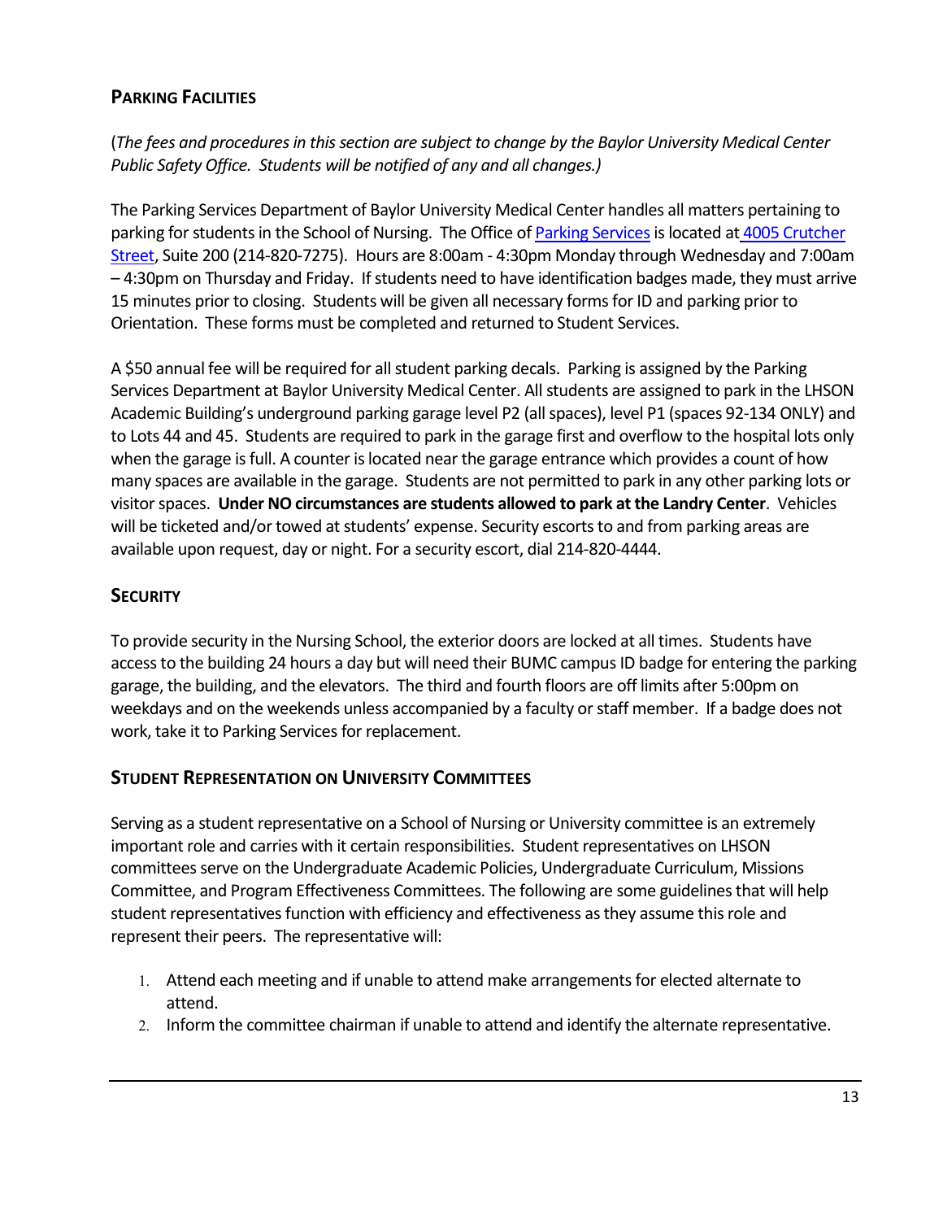## PARKING FACILITIES

(*The fees and procedures in this section are subject to change by the Baylor University Medical Center Public Safety Office. Students will be notified of any and all changes.)*

The Parking Services Department of Baylor University Medical Center handles all matters pertaining to parking for students in the School of Nursing. The Office of [Parking Services] is located at [4005 Crutcher Street], Suite 200 (214-820-7275). Hours are 8:00am - 4:30pm Monday through Wednesday and 7:00am – 4:30pm on Thursday and Friday. If students need to have identification badges made, they must arrive 15 minutes prior to closing. Students will be given all necessary forms for ID and parking prior to Orientation. These forms must be completed and returned to Student Services.

A $50 annual fee will be required for all student parking decals. Parking is assigned by the Parking Services Department at Baylor University Medical Center. All students are assigned to park in the LHSON Academic Building's underground parking garage level P2 (all spaces), level P1 (spaces 92-134 ONLY) and to Lots 44 and 45. Students are required to park in the garage first and overflow to the hospital lots only when the garage is full. A counter is located near the garage entrance which provides a count of how many spaces are available in the garage. Students are not permitted to park in any other parking lots or visitor spaces. **Under NO circumstances are students allowed to park at the Landry Center**. Vehicles will be ticketed and/or towed at students' expense. Security escorts to and from parking areas are available upon request, day or night. For a security escort, dial 214-820-4444.

## SECURITY

To provide security in the Nursing School, the exterior doors are locked at all times. Students have access to the building 24 hours a day but will need their BUMC campus ID badge for entering the parking garage, the building, and the elevators. The third and fourth floors are off limits after 5:00pm on weekdays and on the weekends unless accompanied by a faculty or staff member. If a badge does not work, take it to Parking Services for replacement.

## STUDENT REPRESENTATION ON UNIVERSITY COMMITTEES

Serving as a student representative on a School of Nursing or University committee is an extremely important role and carries with it certain responsibilities. Student representatives on LHSON committees serve on the Undergraduate Academic Policies, Undergraduate Curriculum, Missions Committee, and Program Effectiveness Committees. The following are some guidelines that will help student representatives function with efficiency and effectiveness as they assume this role and represent their peers. The representative will:

1. Attend each meeting and if unable to attend make arrangements for elected alternate to attend.
2. Inform the committee chairman if unable to attend and identify the alternate representative.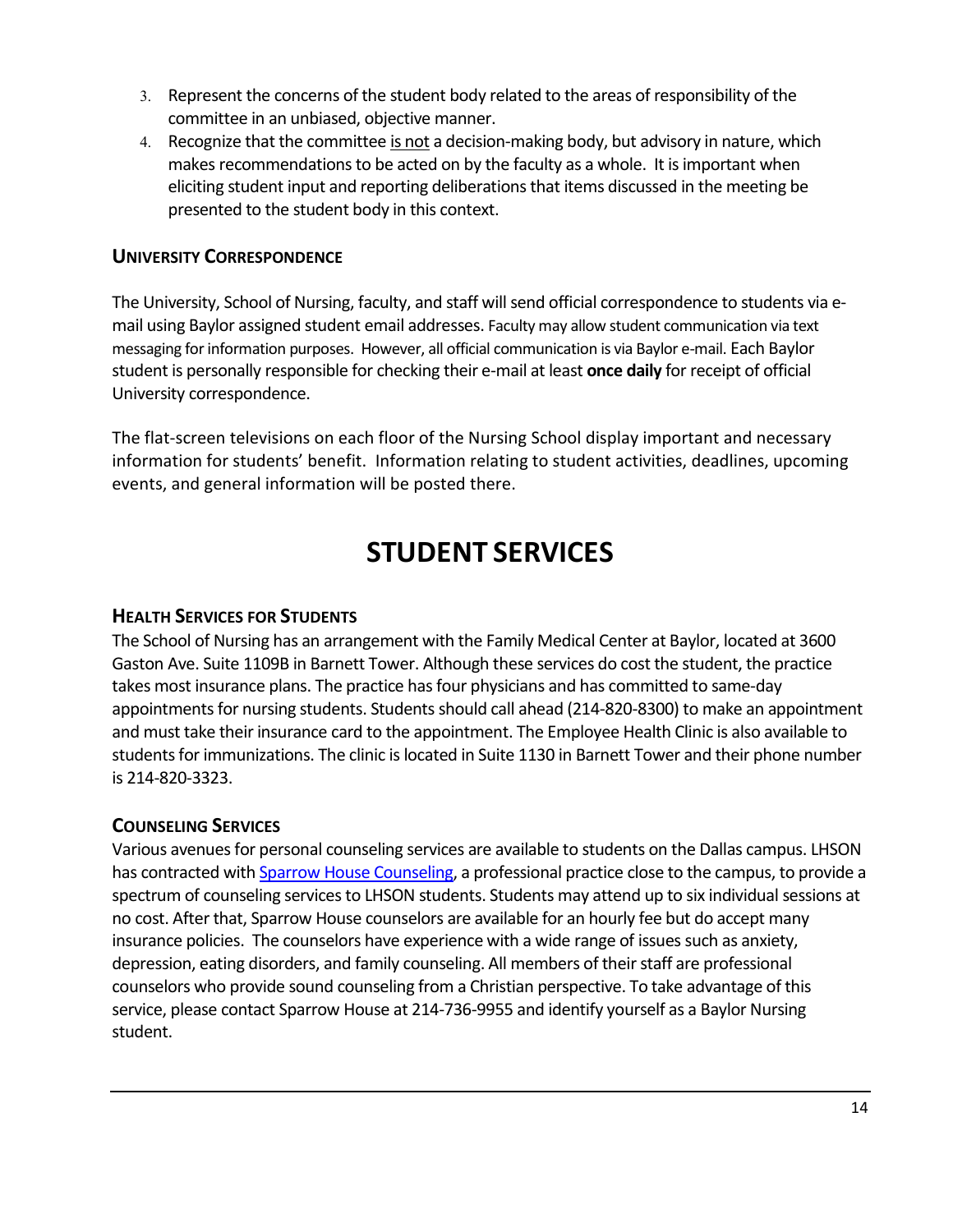3. Represent the concerns of the student body related to the areas of responsibility of the committee in an unbiased, objective manner.
4. Recognize that the committee <u>is not</u> a decision-making body, but advisory in nature, which makes recommendations to be acted on by the faculty as a whole. It is important when eliciting student input and reporting deliberations that items discussed in the meeting be presented to the student body in this context.

### UNIVERSITY CORRESPONDENCE

The University, School of Nursing, faculty, and staff will send official correspondence to students via e-mail using Baylor assigned student email addresses. Faculty may allow student communication via text messaging for information purposes. However, all official communication is via Baylor e-mail. Each Baylor student is personally responsible for checking their e-mail at least **once daily** for receipt of official University correspondence.

The flat-screen televisions on each floor of the Nursing School display important and necessary information for students' benefit. Information relating to student activities, deadlines, upcoming events, and general information will be posted there.

# STUDENT SERVICES

### HEALTH SERVICES FOR STUDENTS

The School of Nursing has an arrangement with the Family Medical Center at Baylor, located at 3600 Gaston Ave. Suite 1109B in Barnett Tower. Although these services do cost the student, the practice takes most insurance plans. The practice has four physicians and has committed to same-day appointments for nursing students. Students should call ahead (214-820-8300) to make an appointment and must take their insurance card to the appointment. The Employee Health Clinic is also available to students for immunizations. The clinic is located in Suite 1130 in Barnett Tower and their phone number is 214-820-3323.

### COUNSELING SERVICES

Various avenues for personal counseling services are available to students on the Dallas campus. LHSON has contracted with Sparrow House Counseling, a professional practice close to the campus, to provide a spectrum of counseling services to LHSON students. Students may attend up to six individual sessions at no cost. After that, Sparrow House counselors are available for an hourly fee but do accept many insurance policies. The counselors have experience with a wide range of issues such as anxiety, depression, eating disorders, and family counseling. All members of their staff are professional counselors who provide sound counseling from a Christian perspective. To take advantage of this service, please contact Sparrow House at 214-736-9955 and identify yourself as a Baylor Nursing student.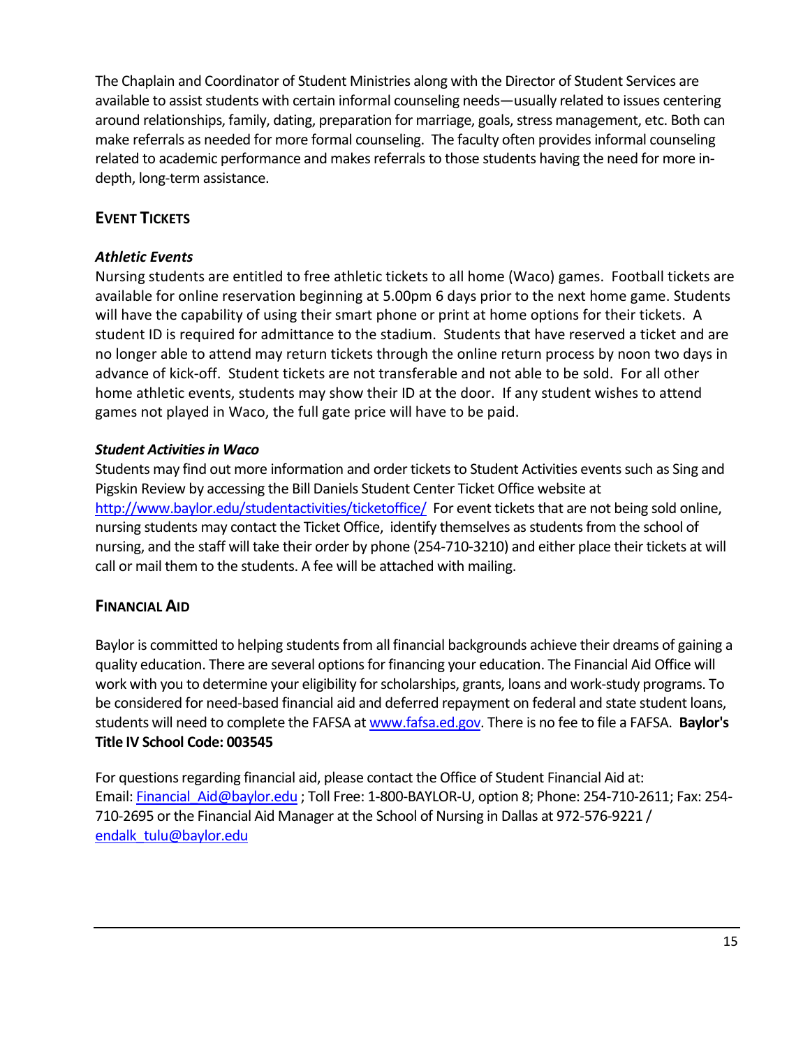The Chaplain and Coordinator of Student Ministries along with the Director of Student Services are available to assist students with certain informal counseling needs—usually related to issues centering around relationships, family, dating, preparation for marriage, goals, stress management, etc. Both can make referrals as needed for more formal counseling. The faculty often provides informal counseling related to academic performance and makes referrals to those students having the need for more in-depth, long-term assistance.

## EVENT TICKETS

### *Athletic Events*

Nursing students are entitled to free athletic tickets to all home (Waco) games. Football tickets are available for online reservation beginning at 5.00pm 6 days prior to the next home game. Students will have the capability of using their smart phone or print at home options for their tickets. A student ID is required for admittance to the stadium. Students that have reserved a ticket and are no longer able to attend may return tickets through the online return process by noon two days in advance of kick-off. Student tickets are not transferable and not able to be sold. For all other home athletic events, students may show their ID at the door. If any student wishes to attend games not played in Waco, the full gate price will have to be paid.

### *Student Activities in Waco*

Students may find out more information and order tickets to Student Activities events such as Sing and Pigskin Review by accessing the Bill Daniels Student Center Ticket Office website at http://www.baylor.edu/studentactivities/ticketoffice/ For event tickets that are not being sold online, nursing students may contact the Ticket Office, identify themselves as students from the school of nursing, and the staff will take their order by phone (254-710-3210) and either place their tickets at will call or mail them to the students. A fee will be attached with mailing.

## FINANCIAL AID

Baylor is committed to helping students from all financial backgrounds achieve their dreams of gaining a quality education. There are several options for financing your education. The Financial Aid Office will work with you to determine your eligibility for scholarships, grants, loans and work-study programs. To be considered for need-based financial aid and deferred repayment on federal and state student loans, students will need to complete the FAFSA at www.fafsa.ed.gov. There is no fee to file a FAFSA. **Baylor's Title IV School Code: 003545**

For questions regarding financial aid, please contact the Office of Student Financial Aid at:
Email: Financial_Aid@baylor.edu ; Toll Free: 1-800-BAYLOR-U, option 8; Phone: 254-710-2611; Fax: 254-710-2695 or the Financial Aid Manager at the School of Nursing in Dallas at 972-576-9221 / endalk_tulu@baylor.edu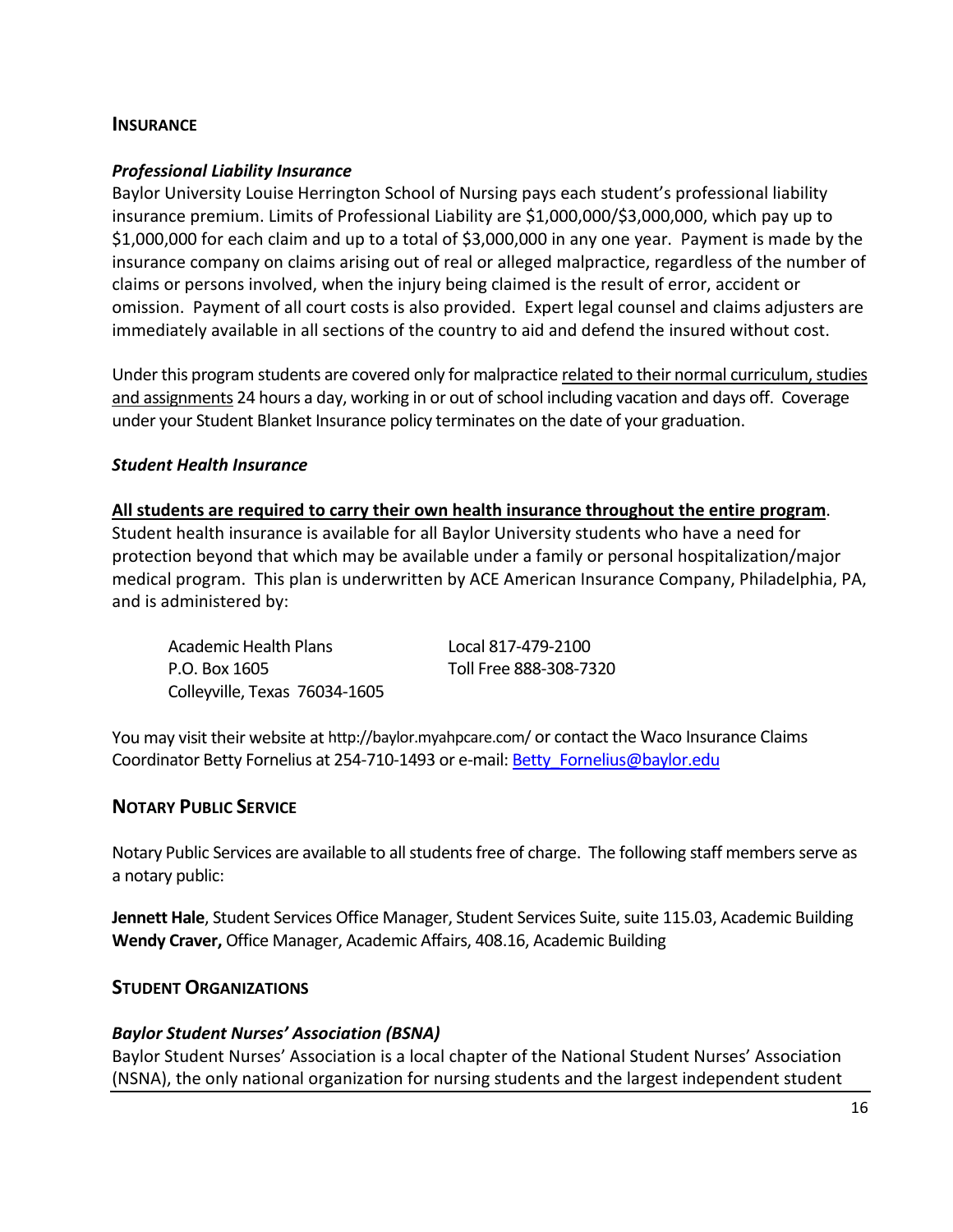## INSURANCE

### *Professional Liability Insurance*

Baylor University Louise Herrington School of Nursing pays each student's professional liability insurance premium. Limits of Professional Liability are $1,000,000/$3,000,000, which pay up to $1,000,000 for each claim and up to a total of $3,000,000 in any one year. Payment is made by the insurance company on claims arising out of real or alleged malpractice, regardless of the number of claims or persons involved, when the injury being claimed is the result of error, accident or omission. Payment of all court costs is also provided. Expert legal counsel and claims adjusters are immediately available in all sections of the country to aid and defend the insured without cost.

Under this program students are covered only for malpractice <u>related to their normal curriculum, studies and assignments</u> 24 hours a day, working in or out of school including vacation and days off. Coverage under your Student Blanket Insurance policy terminates on the date of your graduation.

### *Student Health Insurance*

<u>**All students are required to carry their own health insurance throughout the entire program**</u>. Student health insurance is available for all Baylor University students who have a need for protection beyond that which may be available under a family or personal hospitalization/major medical program. This plan is underwritten by ACE American Insurance Company, Philadelphia, PA, and is administered by:

Academic Health Plans
P.O. Box 1605
Colleyville, Texas 76034-1605

Local 817-479-2100
Toll Free 888-308-7320

You may visit their website at http://baylor.myahpcare.com/ or contact the Waco Insurance Claims Coordinator Betty Fornelius at 254-710-1493 or e-mail: Betty_Fornelius@baylor.edu

## NOTARY PUBLIC SERVICE

Notary Public Services are available to all students free of charge. The following staff members serve as a notary public:

**Jennett Hale**, Student Services Office Manager, Student Services Suite, suite 115.03, Academic Building
**Wendy Craver,** Office Manager, Academic Affairs, 408.16, Academic Building

## STUDENT ORGANIZATIONS

### *Baylor Student Nurses' Association (BSNA)*

Baylor Student Nurses' Association is a local chapter of the National Student Nurses' Association (NSNA), the only national organization for nursing students and the largest independent student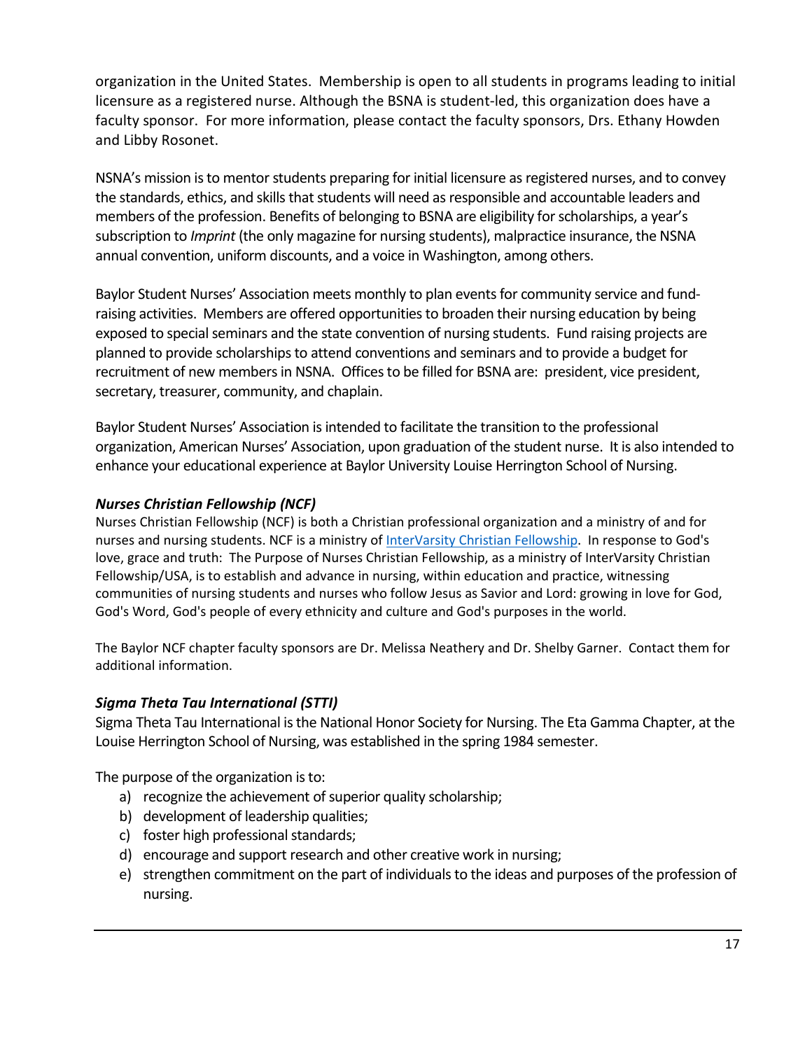organization in the United States. Membership is open to all students in programs leading to initial licensure as a registered nurse. Although the BSNA is student-led, this organization does have a faculty sponsor. For more information, please contact the faculty sponsors, Drs. Ethany Howden and Libby Rosonet.

NSNA's mission is to mentor students preparing for initial licensure as registered nurses, and to convey the standards, ethics, and skills that students will need as responsible and accountable leaders and members of the profession. Benefits of belonging to BSNA are eligibility for scholarships, a year's subscription to *Imprint* (the only magazine for nursing students), malpractice insurance, the NSNA annual convention, uniform discounts, and a voice in Washington, among others.

Baylor Student Nurses' Association meets monthly to plan events for community service and fund-raising activities. Members are offered opportunities to broaden their nursing education by being exposed to special seminars and the state convention of nursing students. Fund raising projects are planned to provide scholarships to attend conventions and seminars and to provide a budget for recruitment of new members in NSNA. Offices to be filled for BSNA are: president, vice president, secretary, treasurer, community, and chaplain.

Baylor Student Nurses' Association is intended to facilitate the transition to the professional organization, American Nurses' Association, upon graduation of the student nurse. It is also intended to enhance your educational experience at Baylor University Louise Herrington School of Nursing.

### *Nurses Christian Fellowship (NCF)*

Nurses Christian Fellowship (NCF) is both a Christian professional organization and a ministry of and for nurses and nursing students. NCF is a ministry of [InterVarsity Christian Fellowship](). In response to God's love, grace and truth: The Purpose of Nurses Christian Fellowship, as a ministry of InterVarsity Christian Fellowship/USA, is to establish and advance in nursing, within education and practice, witnessing communities of nursing students and nurses who follow Jesus as Savior and Lord: growing in love for God, God's Word, God's people of every ethnicity and culture and God's purposes in the world.

The Baylor NCF chapter faculty sponsors are Dr. Melissa Neathery and Dr. Shelby Garner. Contact them for additional information.

### *Sigma Theta Tau International (STTI)*

Sigma Theta Tau International is the National Honor Society for Nursing. The Eta Gamma Chapter, at the Louise Herrington School of Nursing, was established in the spring 1984 semester.

The purpose of the organization is to:

a) recognize the achievement of superior quality scholarship;
b) development of leadership qualities;
c) foster high professional standards;
d) encourage and support research and other creative work in nursing;
e) strengthen commitment on the part of individuals to the ideas and purposes of the profession of nursing.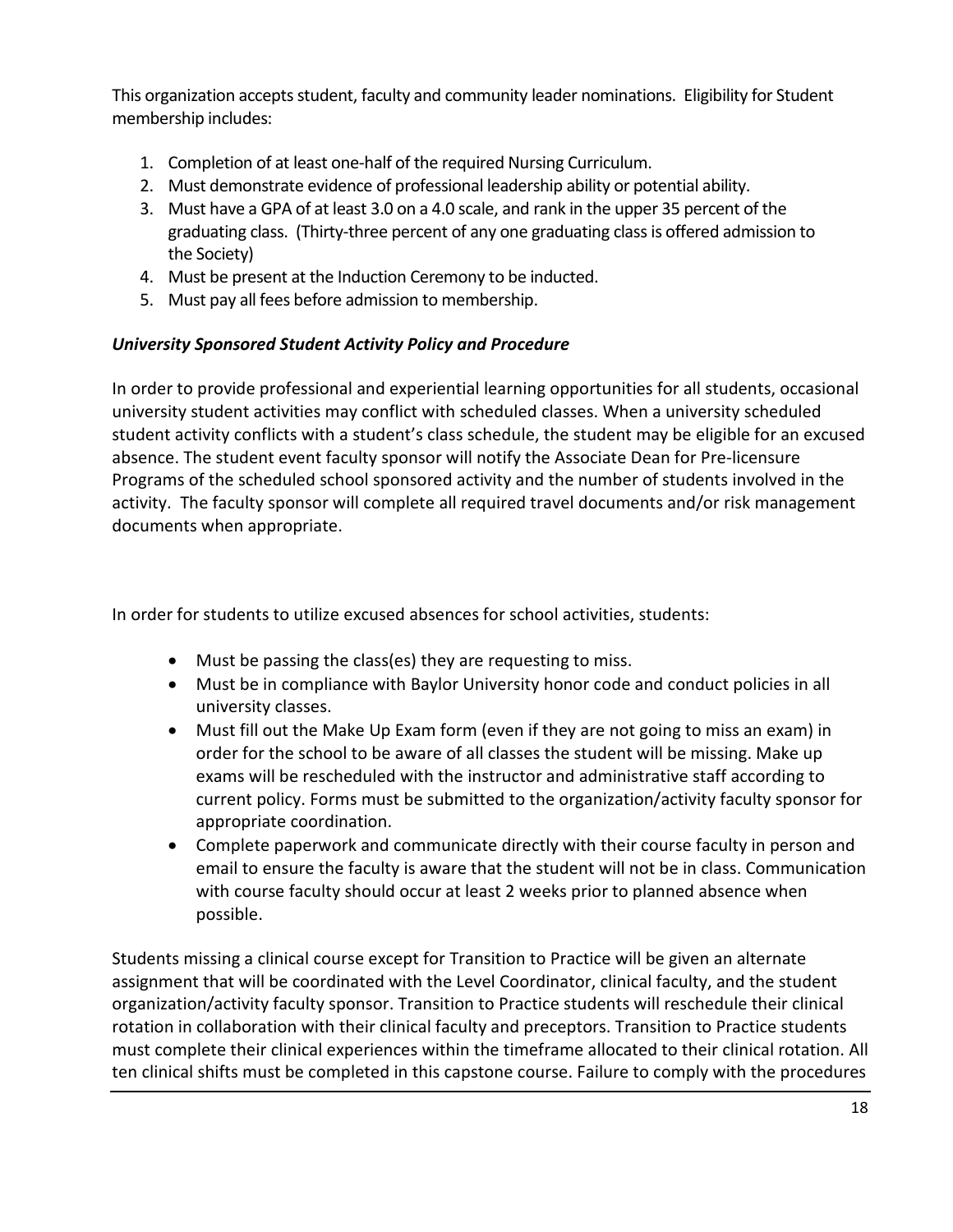This organization accepts student, faculty and community leader nominations. Eligibility for Student membership includes:

1. Completion of at least one-half of the required Nursing Curriculum.
2. Must demonstrate evidence of professional leadership ability or potential ability.
3. Must have a GPA of at least 3.0 on a 4.0 scale, and rank in the upper 35 percent of the graduating class. (Thirty-three percent of any one graduating class is offered admission to the Society)
4. Must be present at the Induction Ceremony to be inducted.
5. Must pay all fees before admission to membership.

### *University Sponsored Student Activity Policy and Procedure*

In order to provide professional and experiential learning opportunities for all students, occasional university student activities may conflict with scheduled classes. When a university scheduled student activity conflicts with a student's class schedule, the student may be eligible for an excused absence. The student event faculty sponsor will notify the Associate Dean for Pre-licensure Programs of the scheduled school sponsored activity and the number of students involved in the activity. The faculty sponsor will complete all required travel documents and/or risk management documents when appropriate.

In order for students to utilize excused absences for school activities, students:

- Must be passing the class(es) they are requesting to miss.
- Must be in compliance with Baylor University honor code and conduct policies in all university classes.
- Must fill out the Make Up Exam form (even if they are not going to miss an exam) in order for the school to be aware of all classes the student will be missing. Make up exams will be rescheduled with the instructor and administrative staff according to current policy. Forms must be submitted to the organization/activity faculty sponsor for appropriate coordination.
- Complete paperwork and communicate directly with their course faculty in person and email to ensure the faculty is aware that the student will not be in class. Communication with course faculty should occur at least 2 weeks prior to planned absence when possible.

Students missing a clinical course except for Transition to Practice will be given an alternate assignment that will be coordinated with the Level Coordinator, clinical faculty, and the student organization/activity faculty sponsor. Transition to Practice students will reschedule their clinical rotation in collaboration with their clinical faculty and preceptors. Transition to Practice students must complete their clinical experiences within the timeframe allocated to their clinical rotation. All ten clinical shifts must be completed in this capstone course. Failure to comply with the procedures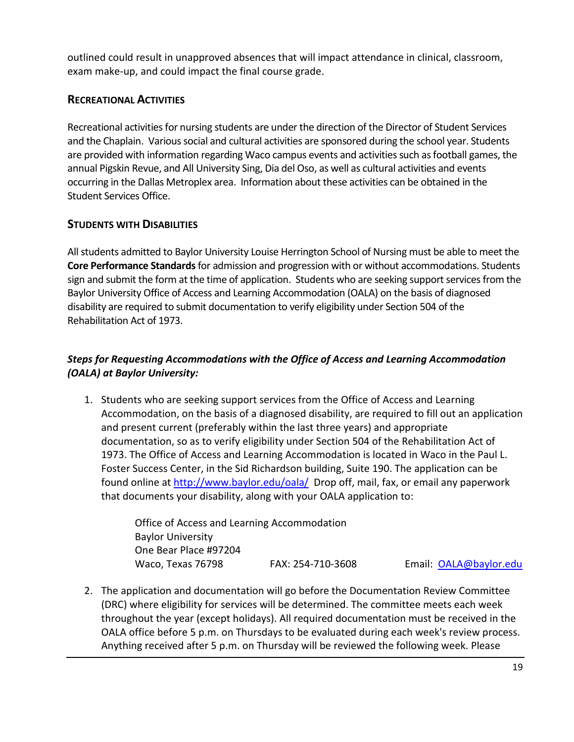outlined could result in unapproved absences that will impact attendance in clinical, classroom, exam make-up, and could impact the final course grade.

## Recreational Activities

Recreational activities for nursing students are under the direction of the Director of Student Services and the Chaplain. Various social and cultural activities are sponsored during the school year. Students are provided with information regarding Waco campus events and activities such as football games, the annual Pigskin Revue, and All University Sing, Dia del Oso, as well as cultural activities and events occurring in the Dallas Metroplex area. Information about these activities can be obtained in the Student Services Office.

## Students with Disabilities

All students admitted to Baylor University Louise Herrington School of Nursing must be able to meet the **Core Performance Standards** for admission and progression with or without accommodations. Students sign and submit the form at the time of application. Students who are seeking support services from the Baylor University Office of Access and Learning Accommodation (OALA) on the basis of diagnosed disability are required to submit documentation to verify eligibility under Section 504 of the Rehabilitation Act of 1973.

***Steps for Requesting Accommodations with the Office of Access and Learning Accommodation (OALA) at Baylor University:***

1. Students who are seeking support services from the Office of Access and Learning Accommodation, on the basis of a diagnosed disability, are required to fill out an application and present current (preferably within the last three years) and appropriate documentation, so as to verify eligibility under Section 504 of the Rehabilitation Act of 1973. The Office of Access and Learning Accommodation is located in Waco in the Paul L. Foster Success Center, in the Sid Richardson building, Suite 190. The application can be found online at http://www.baylor.edu/oala/ Drop off, mail, fax, or email any paperwork that documents your disability, along with your OALA application to:

   Office of Access and Learning Accommodation
   Baylor University
   One Bear Place #97204
   Waco, Texas 76798 FAX: 254-710-3608 Email: OALA@baylor.edu

2. The application and documentation will go before the Documentation Review Committee (DRC) where eligibility for services will be determined. The committee meets each week throughout the year (except holidays). All required documentation must be received in the OALA office before 5 p.m. on Thursdays to be evaluated during each week's review process. Anything received after 5 p.m. on Thursday will be reviewed the following week. Please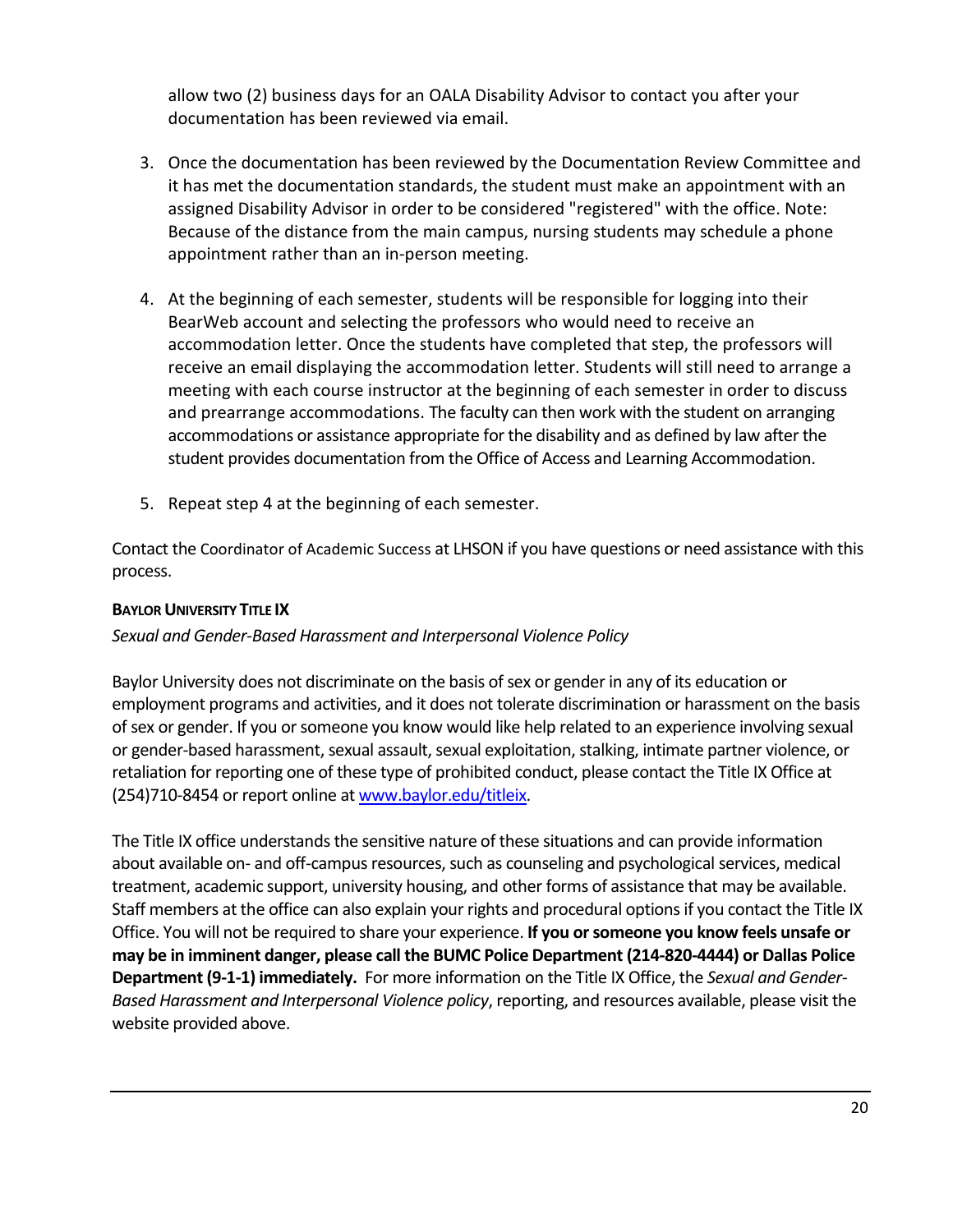allow two (2) business days for an OALA Disability Advisor to contact you after your documentation has been reviewed via email.

3. Once the documentation has been reviewed by the Documentation Review Committee and it has met the documentation standards, the student must make an appointment with an assigned Disability Advisor in order to be considered "registered" with the office. Note: Because of the distance from the main campus, nursing students may schedule a phone appointment rather than an in-person meeting.

4. At the beginning of each semester, students will be responsible for logging into their BearWeb account and selecting the professors who would need to receive an accommodation letter. Once the students have completed that step, the professors will receive an email displaying the accommodation letter. Students will still need to arrange a meeting with each course instructor at the beginning of each semester in order to discuss and prearrange accommodations. The faculty can then work with the student on arranging accommodations or assistance appropriate for the disability and as defined by law after the student provides documentation from the Office of Access and Learning Accommodation.

5. Repeat step 4 at the beginning of each semester.

Contact the Coordinator of Academic Success at LHSON if you have questions or need assistance with this process.

**BAYLOR UNIVERSITY TITLE IX**

*Sexual and Gender-Based Harassment and Interpersonal Violence Policy*

Baylor University does not discriminate on the basis of sex or gender in any of its education or employment programs and activities, and it does not tolerate discrimination or harassment on the basis of sex or gender. If you or someone you know would like help related to an experience involving sexual or gender-based harassment, sexual assault, sexual exploitation, stalking, intimate partner violence, or retaliation for reporting one of these type of prohibited conduct, please contact the Title IX Office at (254)710-8454 or report online at [www.baylor.edu/titleix](www.baylor.edu/titleix).

The Title IX office understands the sensitive nature of these situations and can provide information about available on- and off-campus resources, such as counseling and psychological services, medical treatment, academic support, university housing, and other forms of assistance that may be available. Staff members at the office can also explain your rights and procedural options if you contact the Title IX Office. You will not be required to share your experience. **If you or someone you know feels unsafe or may be in imminent danger, please call the BUMC Police Department (214-820-4444) or Dallas Police Department (9-1-1) immediately.** For more information on the Title IX Office, the *Sexual and Gender-Based Harassment and Interpersonal Violence policy*, reporting, and resources available, please visit the website provided above.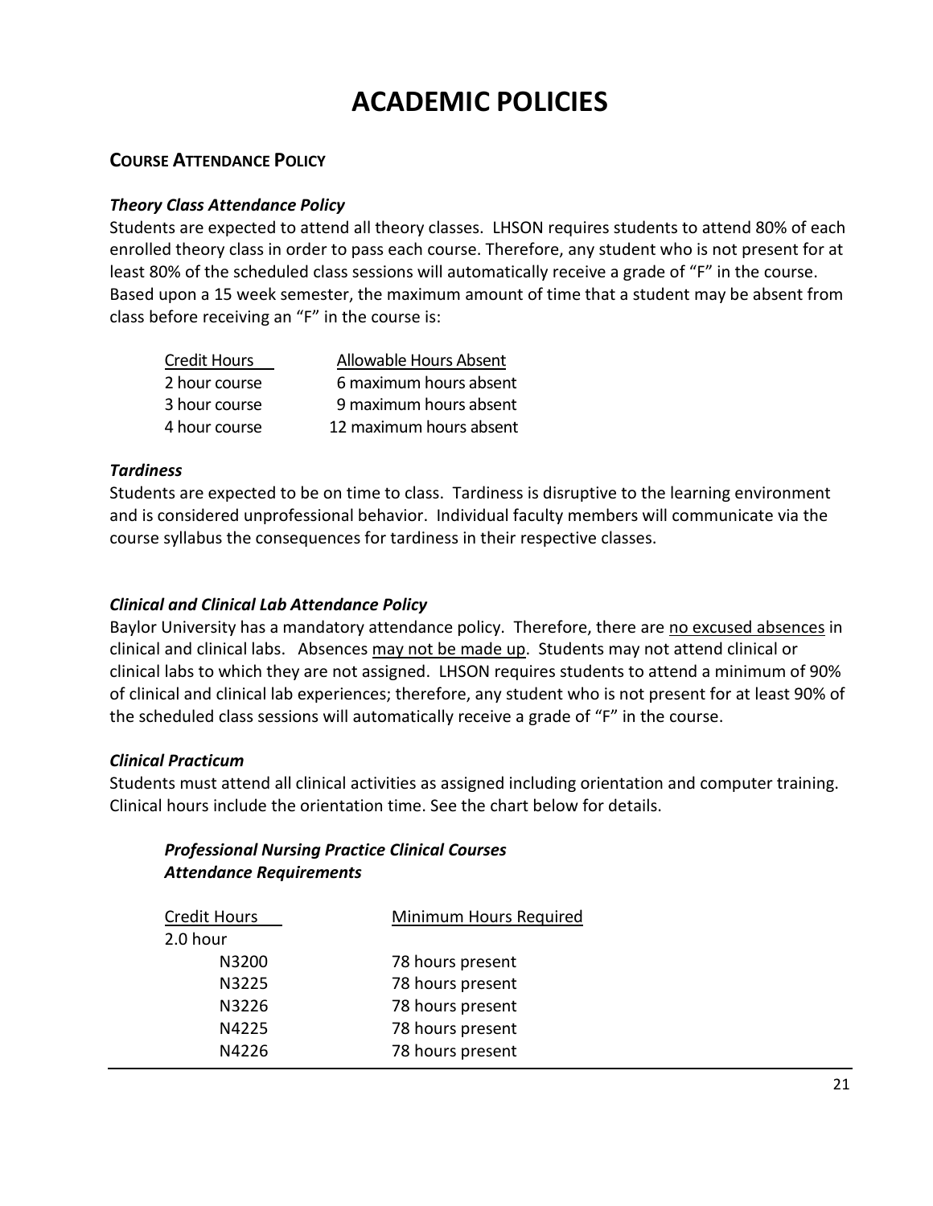# ACADEMIC POLICIES

## COURSE ATTENDANCE POLICY

### *Theory Class Attendance Policy*

Students are expected to attend all theory classes. LHSON requires students to attend 80% of each enrolled theory class in order to pass each course. Therefore, any student who is not present for at least 80% of the scheduled class sessions will automatically receive a grade of "F" in the course. Based upon a 15 week semester, the maximum amount of time that a student may be absent from class before receiving an "F" in the course is:

| Credit Hours | Allowable Hours Absent |
| --- | --- |
| 2 hour course | 6 maximum hours absent |
| 3 hour course | 9 maximum hours absent |
| 4 hour course | 12 maximum hours absent |

### *Tardiness*

Students are expected to be on time to class. Tardiness is disruptive to the learning environment and is considered unprofessional behavior. Individual faculty members will communicate via the course syllabus the consequences for tardiness in their respective classes.

### *Clinical and Clinical Lab Attendance Policy*

Baylor University has a mandatory attendance policy. Therefore, there are no excused absences in clinical and clinical labs. Absences may not be made up. Students may not attend clinical or clinical labs to which they are not assigned. LHSON requires students to attend a minimum of 90% of clinical and clinical lab experiences; therefore, any student who is not present for at least 90% of the scheduled class sessions will automatically receive a grade of "F" in the course.

### *Clinical Practicum*

Students must attend all clinical activities as assigned including orientation and computer training. Clinical hours include the orientation time. See the chart below for details.

***Professional Nursing Practice Clinical Courses***
***Attendance Requirements***

| Credit Hours | Minimum Hours Required |
| --- | --- |
| 2.0 hour | |
| N3200 | 78 hours present |
| N3225 | 78 hours present |
| N3226 | 78 hours present |
| N4225 | 78 hours present |
| N4226 | 78 hours present |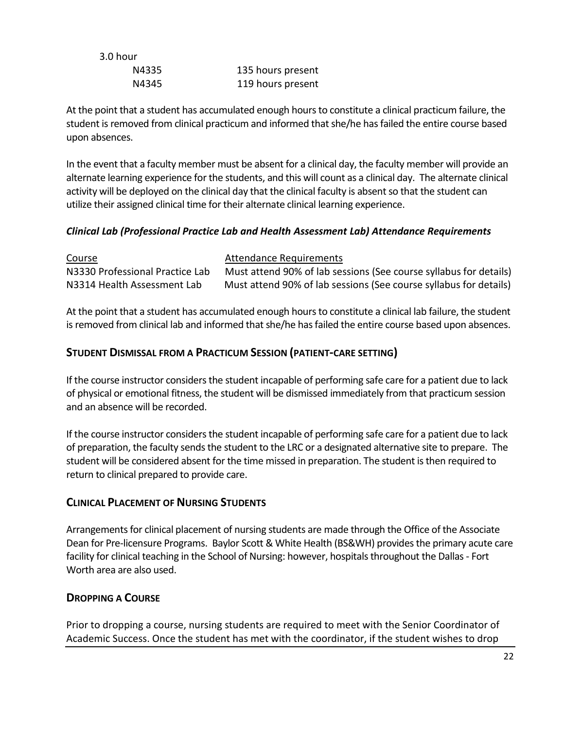3.0 hour

| | |
|---|---|
| N4335 | 135 hours present |
| N4345 | 119 hours present |

At the point that a student has accumulated enough hours to constitute a clinical practicum failure, the student is removed from clinical practicum and informed that she/he has failed the entire course based upon absences.

In the event that a faculty member must be absent for a clinical day, the faculty member will provide an alternate learning experience for the students, and this will count as a clinical day. The alternate clinical activity will be deployed on the clinical day that the clinical faculty is absent so that the student can utilize their assigned clinical time for their alternate clinical learning experience.

### *Clinical Lab (Professional Practice Lab and Health Assessment Lab) Attendance Requirements*

| Course | Attendance Requirements |
|---|---|
| N3330 Professional Practice Lab | Must attend 90% of lab sessions (See course syllabus for details) |
| N3314 Health Assessment Lab | Must attend 90% of lab sessions (See course syllabus for details) |

At the point that a student has accumulated enough hours to constitute a clinical lab failure, the student is removed from clinical lab and informed that she/he has failed the entire course based upon absences.

## Student Dismissal from a Practicum Session (patient-care setting)

If the course instructor considers the student incapable of performing safe care for a patient due to lack of physical or emotional fitness, the student will be dismissed immediately from that practicum session and an absence will be recorded.

If the course instructor considers the student incapable of performing safe care for a patient due to lack of preparation, the faculty sends the student to the LRC or a designated alternative site to prepare. The student will be considered absent for the time missed in preparation. The student is then required to return to clinical prepared to provide care.

## Clinical Placement of Nursing Students

Arrangements for clinical placement of nursing students are made through the Office of the Associate Dean for Pre-licensure Programs. Baylor Scott & White Health (BS&WH) provides the primary acute care facility for clinical teaching in the School of Nursing: however, hospitals throughout the Dallas - Fort Worth area are also used.

## Dropping a Course

Prior to dropping a course, nursing students are required to meet with the Senior Coordinator of Academic Success. Once the student has met with the coordinator, if the student wishes to drop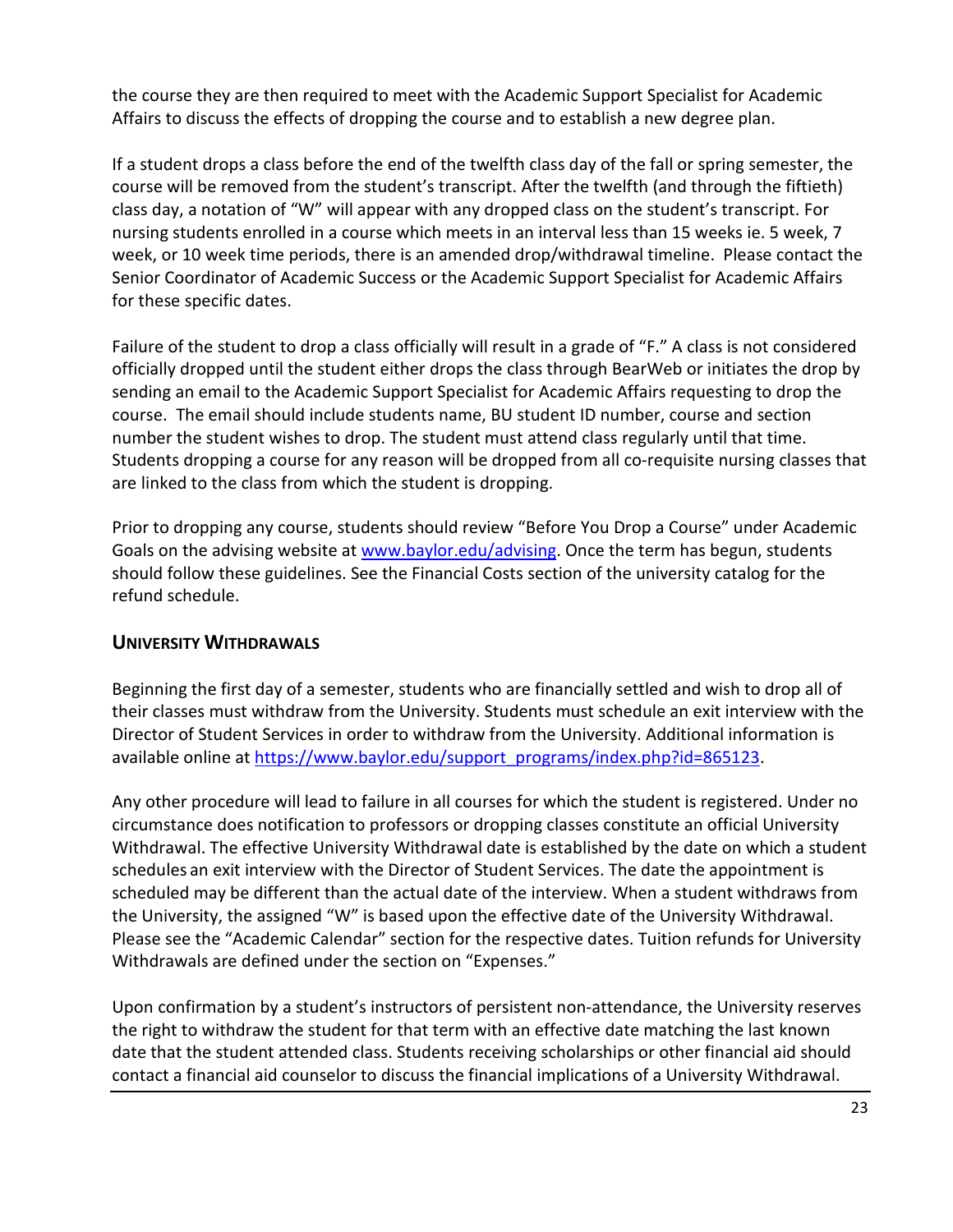the course they are then required to meet with the Academic Support Specialist for Academic Affairs to discuss the effects of dropping the course and to establish a new degree plan.

If a student drops a class before the end of the twelfth class day of the fall or spring semester, the course will be removed from the student's transcript. After the twelfth (and through the fiftieth) class day, a notation of "W" will appear with any dropped class on the student's transcript. For nursing students enrolled in a course which meets in an interval less than 15 weeks ie. 5 week, 7 week, or 10 week time periods, there is an amended drop/withdrawal timeline. Please contact the Senior Coordinator of Academic Success or the Academic Support Specialist for Academic Affairs for these specific dates.

Failure of the student to drop a class officially will result in a grade of "F." A class is not considered officially dropped until the student either drops the class through BearWeb or initiates the drop by sending an email to the Academic Support Specialist for Academic Affairs requesting to drop the course. The email should include students name, BU student ID number, course and section number the student wishes to drop. The student must attend class regularly until that time. Students dropping a course for any reason will be dropped from all co-requisite nursing classes that are linked to the class from which the student is dropping.

Prior to dropping any course, students should review "Before You Drop a Course" under Academic Goals on the advising website at [www.baylor.edu/advising](www.baylor.edu/advising). Once the term has begun, students should follow these guidelines. See the Financial Costs section of the university catalog for the refund schedule.

## University Withdrawals

Beginning the first day of a semester, students who are financially settled and wish to drop all of their classes must withdraw from the University. Students must schedule an exit interview with the Director of Student Services in order to withdraw from the University. Additional information is available online at [https://www.baylor.edu/support_programs/index.php?id=865123](https://www.baylor.edu/support_programs/index.php?id=865123).

Any other procedure will lead to failure in all courses for which the student is registered. Under no circumstance does notification to professors or dropping classes constitute an official University Withdrawal. The effective University Withdrawal date is established by the date on which a student schedules an exit interview with the Director of Student Services. The date the appointment is scheduled may be different than the actual date of the interview. When a student withdraws from the University, the assigned "W" is based upon the effective date of the University Withdrawal. Please see the "Academic Calendar" section for the respective dates. Tuition refunds for University Withdrawals are defined under the section on "Expenses."

Upon confirmation by a student's instructors of persistent non-attendance, the University reserves the right to withdraw the student for that term with an effective date matching the last known date that the student attended class. Students receiving scholarships or other financial aid should contact a financial aid counselor to discuss the financial implications of a University Withdrawal.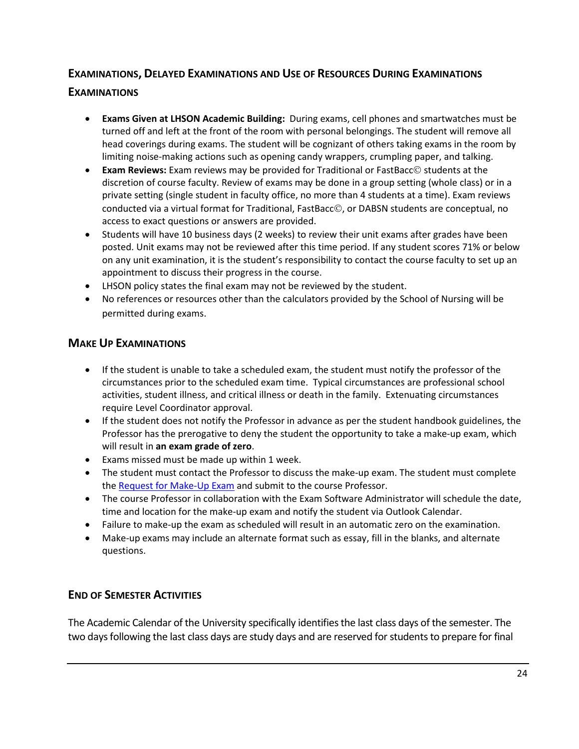## EXAMINATIONS, DELAYED EXAMINATIONS AND USE OF RESOURCES DURING EXAMINATIONS

### EXAMINATIONS

- **Exams Given at LHSON Academic Building:** During exams, cell phones and smartwatches must be turned off and left at the front of the room with personal belongings. The student will remove all head coverings during exams. The student will be cognizant of others taking exams in the room by limiting noise-making actions such as opening candy wrappers, crumpling paper, and talking.
- **Exam Reviews:** Exam reviews may be provided for Traditional or FastBacc© students at the discretion of course faculty. Review of exams may be done in a group setting (whole class) or in a private setting (single student in faculty office, no more than 4 students at a time). Exam reviews conducted via a virtual format for Traditional, FastBacc©, or DABSN students are conceptual, no access to exact questions or answers are provided.
- Students will have 10 business days (2 weeks) to review their unit exams after grades have been posted. Unit exams may not be reviewed after this time period. If any student scores 71% or below on any unit examination, it is the student's responsibility to contact the course faculty to set up an appointment to discuss their progress in the course.
- LHSON policy states the final exam may not be reviewed by the student.
- No references or resources other than the calculators provided by the School of Nursing will be permitted during exams.

### MAKE UP EXAMINATIONS

- If the student is unable to take a scheduled exam, the student must notify the professor of the circumstances prior to the scheduled exam time. Typical circumstances are professional school activities, student illness, and critical illness or death in the family. Extenuating circumstances require Level Coordinator approval.
- If the student does not notify the Professor in advance as per the student handbook guidelines, the Professor has the prerogative to deny the student the opportunity to take a make-up exam, which will result in **an exam grade of zero**.
- Exams missed must be made up within 1 week.
- The student must contact the Professor to discuss the make-up exam. The student must complete the Request for Make-Up Exam and submit to the course Professor.
- The course Professor in collaboration with the Exam Software Administrator will schedule the date, time and location for the make-up exam and notify the student via Outlook Calendar.
- Failure to make-up the exam as scheduled will result in an automatic zero on the examination.
- Make-up exams may include an alternate format such as essay, fill in the blanks, and alternate questions.

### END OF SEMESTER ACTIVITIES

The Academic Calendar of the University specifically identifies the last class days of the semester. The two days following the last class days are study days and are reserved for students to prepare for final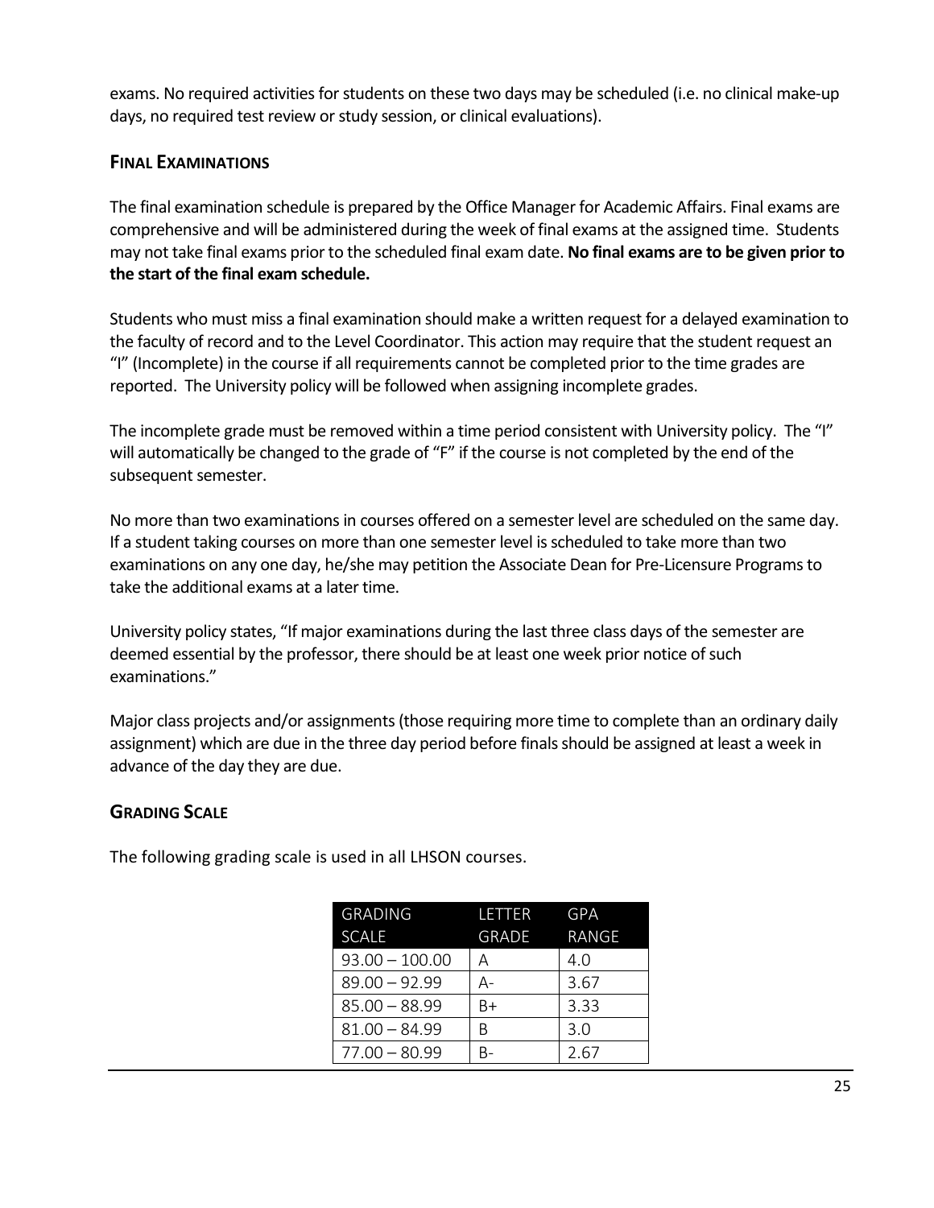exams. No required activities for students on these two days may be scheduled (i.e. no clinical make-up days, no required test review or study session, or clinical evaluations).

### FINAL EXAMINATIONS

The final examination schedule is prepared by the Office Manager for Academic Affairs. Final exams are comprehensive and will be administered during the week of final exams at the assigned time. Students may not take final exams prior to the scheduled final exam date. **No final exams are to be given prior to the start of the final exam schedule.**

Students who must miss a final examination should make a written request for a delayed examination to the faculty of record and to the Level Coordinator. This action may require that the student request an "I" (Incomplete) in the course if all requirements cannot be completed prior to the time grades are reported. The University policy will be followed when assigning incomplete grades.

The incomplete grade must be removed within a time period consistent with University policy. The "I" will automatically be changed to the grade of "F" if the course is not completed by the end of the subsequent semester.

No more than two examinations in courses offered on a semester level are scheduled on the same day. If a student taking courses on more than one semester level is scheduled to take more than two examinations on any one day, he/she may petition the Associate Dean for Pre-Licensure Programs to take the additional exams at a later time.

University policy states, "If major examinations during the last three class days of the semester are deemed essential by the professor, there should be at least one week prior notice of such examinations."

Major class projects and/or assignments (those requiring more time to complete than an ordinary daily assignment) which are due in the three day period before finals should be assigned at least a week in advance of the day they are due.

### GRADING SCALE

The following grading scale is used in all LHSON courses.

| GRADING SCALE | LETTER GRADE | GPA RANGE |
|---|---|---|
| 93.00 – 100.00 | A | 4.0 |
| 89.00 – 92.99 | A- | 3.67 |
| 85.00 – 88.99 | B+ | 3.33 |
| 81.00 – 84.99 | B | 3.0 |
| 77.00 – 80.99 | B- | 2.67 |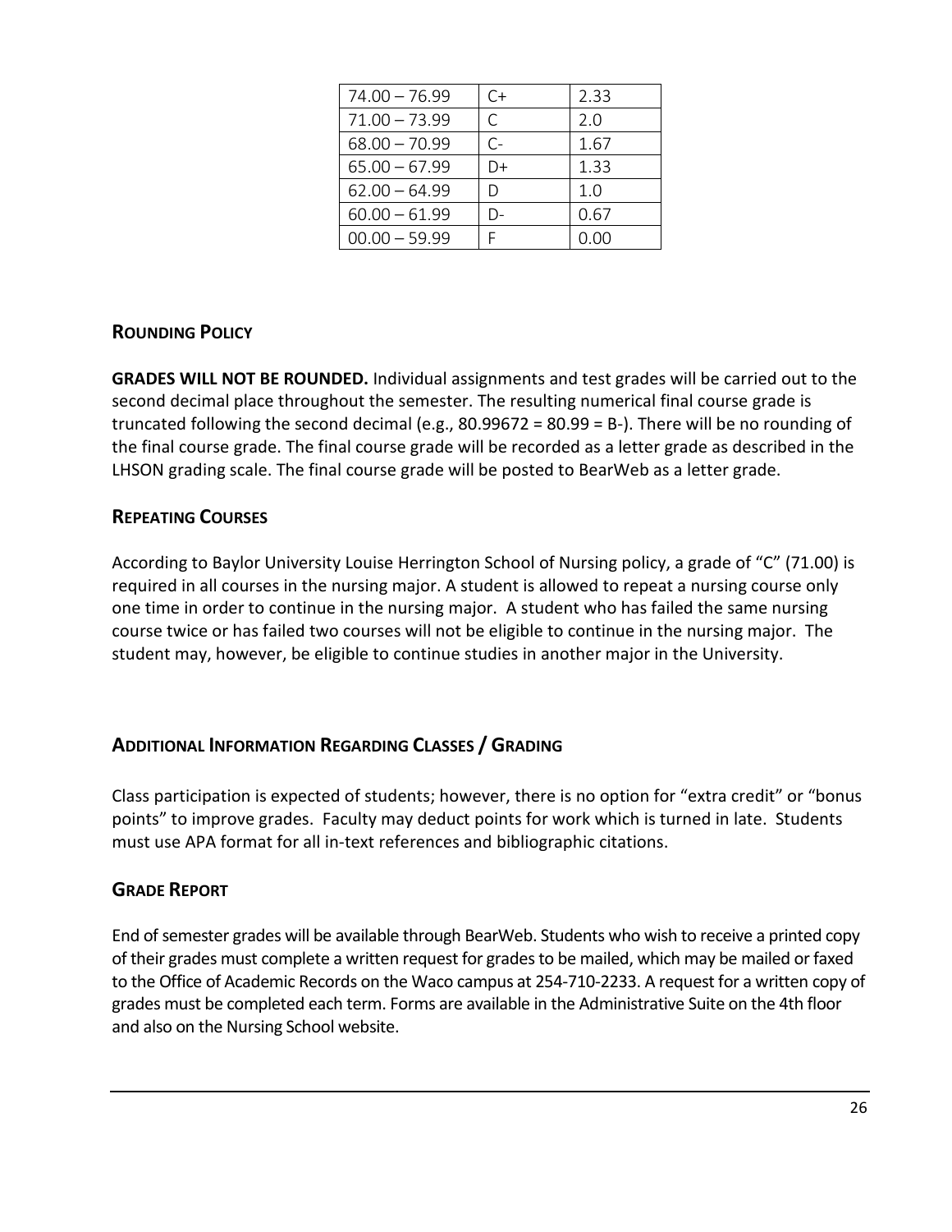| 74.00 – 76.99 | C+ | 2.33 |
|---|---|---|
| 71.00 – 73.99 | C | 2.0 |
| 68.00 – 70.99 | C- | 1.67 |
| 65.00 – 67.99 | D+ | 1.33 |
| 62.00 – 64.99 | D | 1.0 |
| 60.00 – 61.99 | D- | 0.67 |
| 00.00 – 59.99 | F | 0.00 |

## ROUNDING POLICY

**GRADES WILL NOT BE ROUNDED.** Individual assignments and test grades will be carried out to the second decimal place throughout the semester. The resulting numerical final course grade is truncated following the second decimal (e.g., 80.99672 = 80.99 = B-). There will be no rounding of the final course grade. The final course grade will be recorded as a letter grade as described in the LHSON grading scale. The final course grade will be posted to BearWeb as a letter grade.

## REPEATING COURSES

According to Baylor University Louise Herrington School of Nursing policy, a grade of "C" (71.00) is required in all courses in the nursing major. A student is allowed to repeat a nursing course only one time in order to continue in the nursing major. A student who has failed the same nursing course twice or has failed two courses will not be eligible to continue in the nursing major. The student may, however, be eligible to continue studies in another major in the University.

## ADDITIONAL INFORMATION REGARDING CLASSES / GRADING

Class participation is expected of students; however, there is no option for "extra credit" or "bonus points" to improve grades. Faculty may deduct points for work which is turned in late. Students must use APA format for all in-text references and bibliographic citations.

## GRADE REPORT

End of semester grades will be available through BearWeb. Students who wish to receive a printed copy of their grades must complete a written request for grades to be mailed, which may be mailed or faxed to the Office of Academic Records on the Waco campus at 254-710-2233. A request for a written copy of grades must be completed each term. Forms are available in the Administrative Suite on the 4th floor and also on the Nursing School website.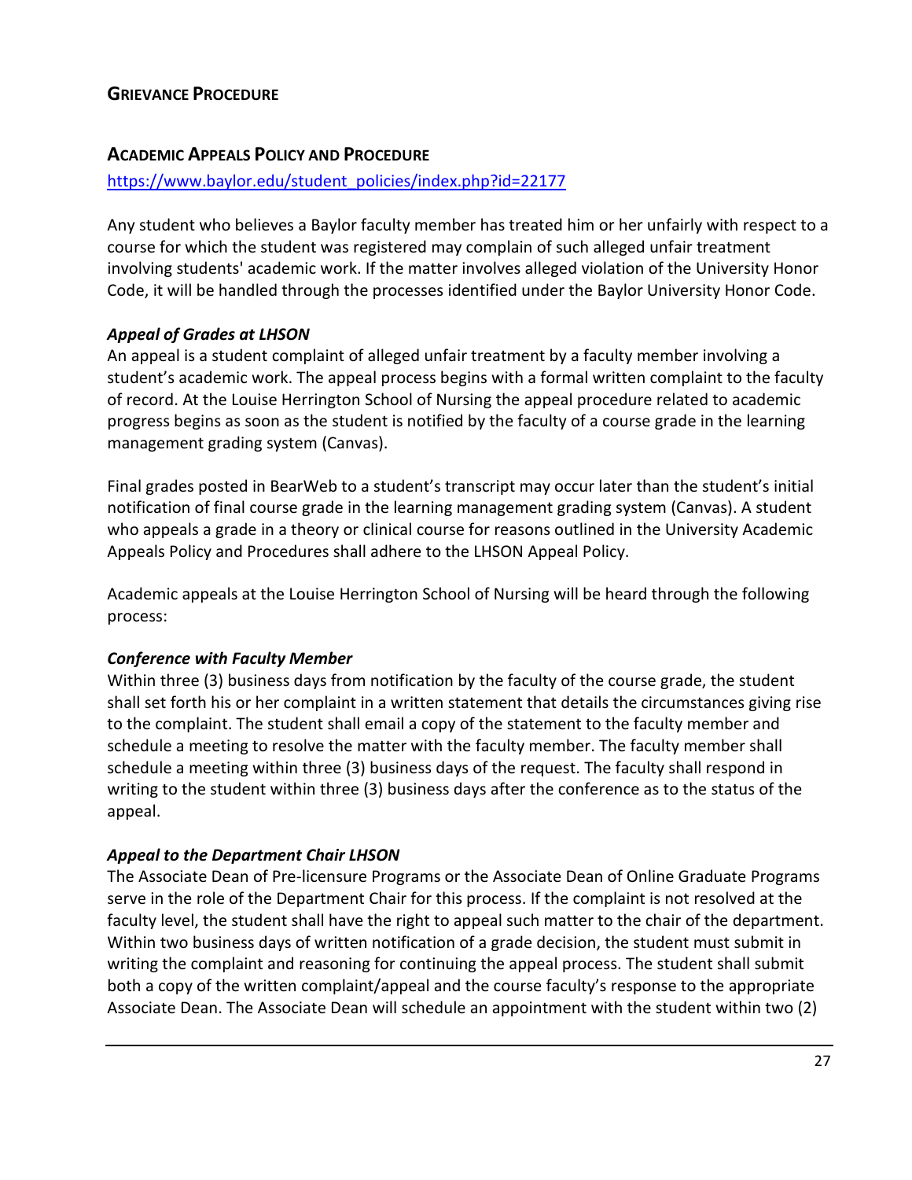## Grievance Procedure

### Academic Appeals Policy and Procedure

https://www.baylor.edu/student_policies/index.php?id=22177

Any student who believes a Baylor faculty member has treated him or her unfairly with respect to a course for which the student was registered may complain of such alleged unfair treatment involving students' academic work. If the matter involves alleged violation of the University Honor Code, it will be handled through the processes identified under the Baylor University Honor Code.

***Appeal of Grades at LHSON***

An appeal is a student complaint of alleged unfair treatment by a faculty member involving a student's academic work. The appeal process begins with a formal written complaint to the faculty of record. At the Louise Herrington School of Nursing the appeal procedure related to academic progress begins as soon as the student is notified by the faculty of a course grade in the learning management grading system (Canvas).

Final grades posted in BearWeb to a student's transcript may occur later than the student's initial notification of final course grade in the learning management grading system (Canvas). A student who appeals a grade in a theory or clinical course for reasons outlined in the University Academic Appeals Policy and Procedures shall adhere to the LHSON Appeal Policy.

Academic appeals at the Louise Herrington School of Nursing will be heard through the following process:

***Conference with Faculty Member***

Within three (3) business days from notification by the faculty of the course grade, the student shall set forth his or her complaint in a written statement that details the circumstances giving rise to the complaint. The student shall email a copy of the statement to the faculty member and schedule a meeting to resolve the matter with the faculty member. The faculty member shall schedule a meeting within three (3) business days of the request. The faculty shall respond in writing to the student within three (3) business days after the conference as to the status of the appeal.

***Appeal to the Department Chair LHSON***

The Associate Dean of Pre-licensure Programs or the Associate Dean of Online Graduate Programs serve in the role of the Department Chair for this process. If the complaint is not resolved at the faculty level, the student shall have the right to appeal such matter to the chair of the department. Within two business days of written notification of a grade decision, the student must submit in writing the complaint and reasoning for continuing the appeal process. The student shall submit both a copy of the written complaint/appeal and the course faculty's response to the appropriate Associate Dean. The Associate Dean will schedule an appointment with the student within two (2)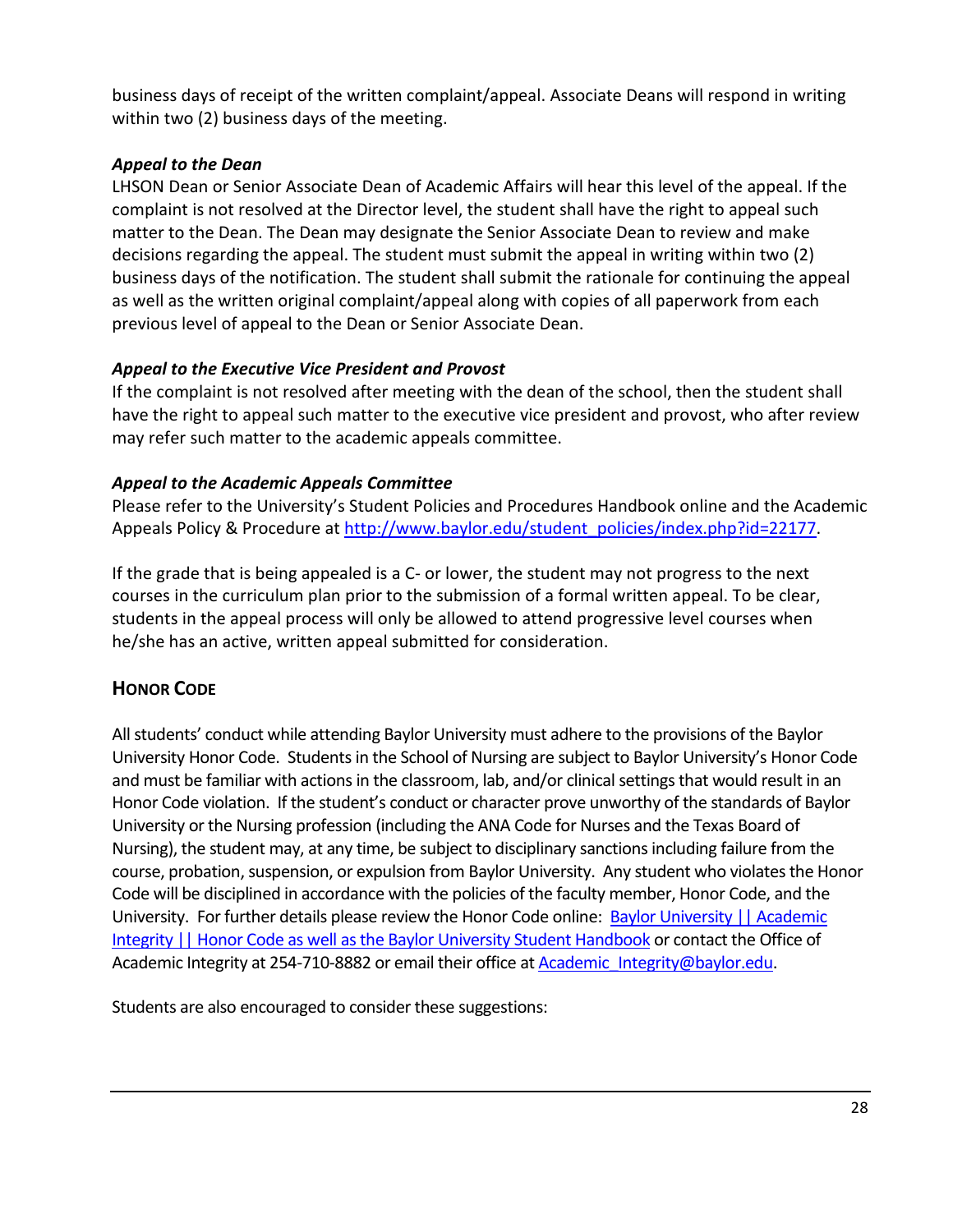business days of receipt of the written complaint/appeal. Associate Deans will respond in writing within two (2) business days of the meeting.

***Appeal to the Dean***

LHSON Dean or Senior Associate Dean of Academic Affairs will hear this level of the appeal. If the complaint is not resolved at the Director level, the student shall have the right to appeal such matter to the Dean. The Dean may designate the Senior Associate Dean to review and make decisions regarding the appeal. The student must submit the appeal in writing within two (2) business days of the notification. The student shall submit the rationale for continuing the appeal as well as the written original complaint/appeal along with copies of all paperwork from each previous level of appeal to the Dean or Senior Associate Dean.

***Appeal to the Executive Vice President and Provost***

If the complaint is not resolved after meeting with the dean of the school, then the student shall have the right to appeal such matter to the executive vice president and provost, who after review may refer such matter to the academic appeals committee.

***Appeal to the Academic Appeals Committee***

Please refer to the University's Student Policies and Procedures Handbook online and the Academic Appeals Policy & Procedure at [http://www.baylor.edu/student_policies/index.php?id=22177](http://www.baylor.edu/student_policies/index.php?id=22177).

If the grade that is being appealed is a C- or lower, the student may not progress to the next courses in the curriculum plan prior to the submission of a formal written appeal. To be clear, students in the appeal process will only be allowed to attend progressive level courses when he/she has an active, written appeal submitted for consideration.

## HONOR CODE

All students' conduct while attending Baylor University must adhere to the provisions of the Baylor University Honor Code. Students in the School of Nursing are subject to Baylor University's Honor Code and must be familiar with actions in the classroom, lab, and/or clinical settings that would result in an Honor Code violation. If the student's conduct or character prove unworthy of the standards of Baylor University or the Nursing profession (including the ANA Code for Nurses and the Texas Board of Nursing), the student may, at any time, be subject to disciplinary sanctions including failure from the course, probation, suspension, or expulsion from Baylor University. Any student who violates the Honor Code will be disciplined in accordance with the policies of the faculty member, Honor Code, and the University. For further details please review the Honor Code online: Baylor University || Academic Integrity || Honor Code as well as the Baylor University Student Handbook or contact the Office of Academic Integrity at 254-710-8882 or email their office at Academic_Integrity@baylor.edu.

Students are also encouraged to consider these suggestions: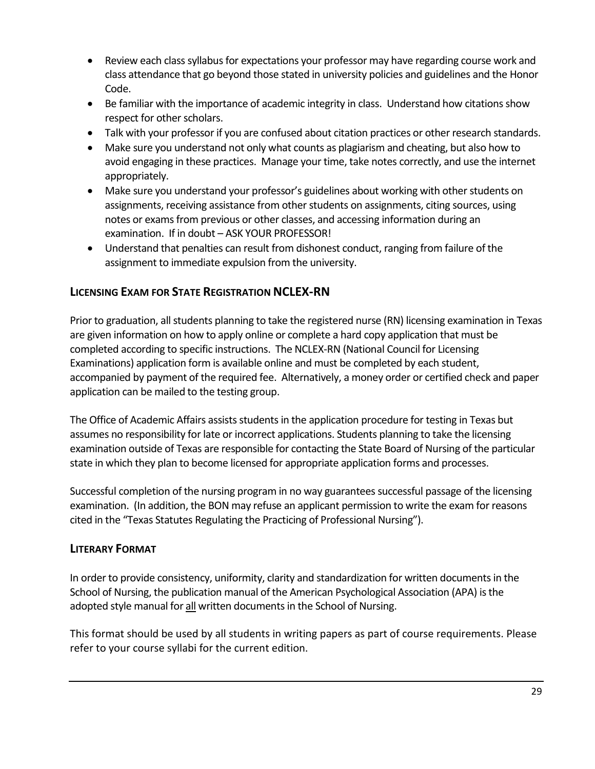- Review each class syllabus for expectations your professor may have regarding course work and class attendance that go beyond those stated in university policies and guidelines and the Honor Code.
- Be familiar with the importance of academic integrity in class. Understand how citations show respect for other scholars.
- Talk with your professor if you are confused about citation practices or other research standards.
- Make sure you understand not only what counts as plagiarism and cheating, but also how to avoid engaging in these practices. Manage your time, take notes correctly, and use the internet appropriately.
- Make sure you understand your professor's guidelines about working with other students on assignments, receiving assistance from other students on assignments, citing sources, using notes or exams from previous or other classes, and accessing information during an examination. If in doubt – ASK YOUR PROFESSOR!
- Understand that penalties can result from dishonest conduct, ranging from failure of the assignment to immediate expulsion from the university.

## LICENSING EXAM FOR STATE REGISTRATION NCLEX-RN

Prior to graduation, all students planning to take the registered nurse (RN) licensing examination in Texas are given information on how to apply online or complete a hard copy application that must be completed according to specific instructions. The NCLEX-RN (National Council for Licensing Examinations) application form is available online and must be completed by each student, accompanied by payment of the required fee. Alternatively, a money order or certified check and paper application can be mailed to the testing group.

The Office of Academic Affairs assists students in the application procedure for testing in Texas but assumes no responsibility for late or incorrect applications. Students planning to take the licensing examination outside of Texas are responsible for contacting the State Board of Nursing of the particular state in which they plan to become licensed for appropriate application forms and processes.

Successful completion of the nursing program in no way guarantees successful passage of the licensing examination. (In addition, the BON may refuse an applicant permission to write the exam for reasons cited in the "Texas Statutes Regulating the Practicing of Professional Nursing").

## LITERARY FORMAT

In order to provide consistency, uniformity, clarity and standardization for written documents in the School of Nursing, the publication manual of the American Psychological Association (APA) is the adopted style manual for all written documents in the School of Nursing.

This format should be used by all students in writing papers as part of course requirements. Please refer to your course syllabi for the current edition.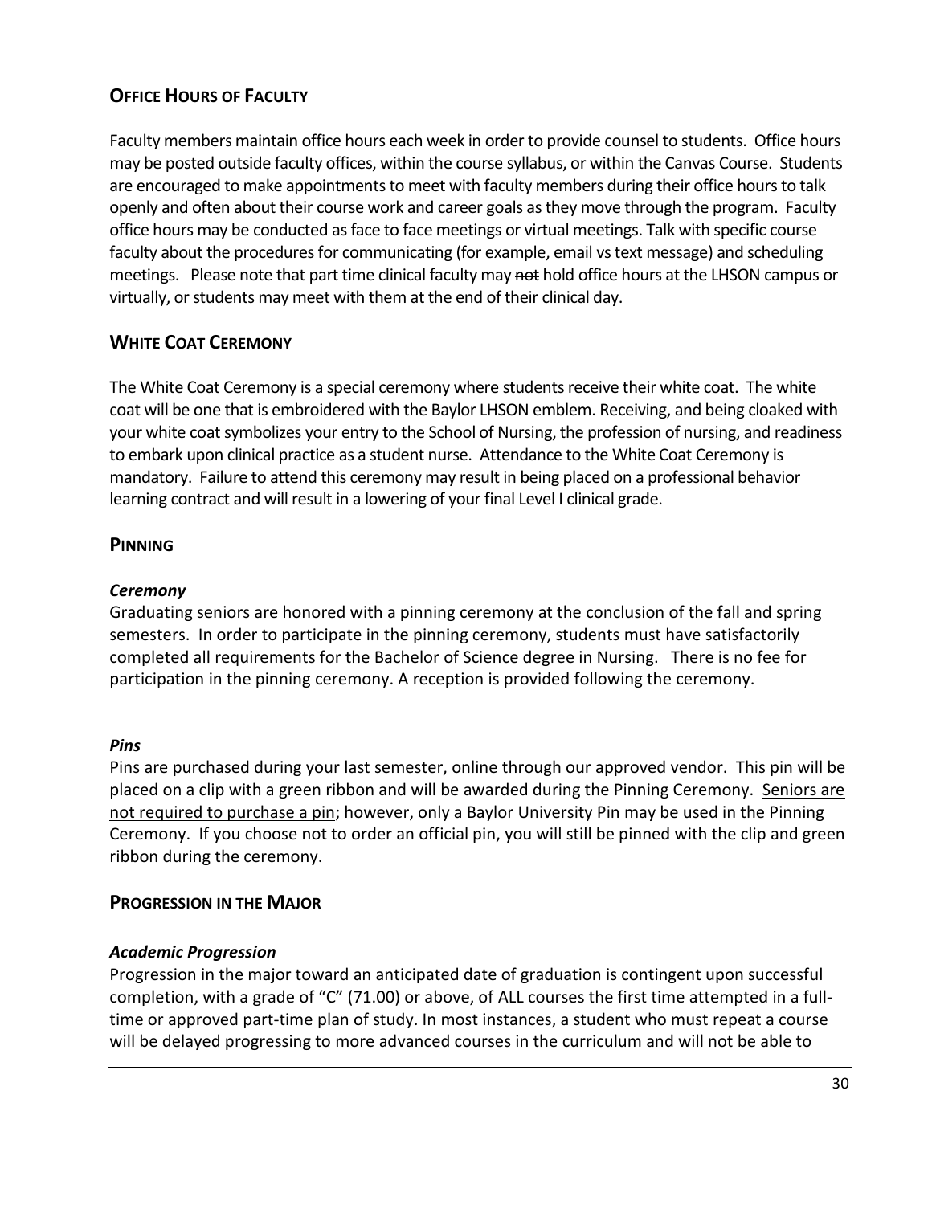## Office Hours of Faculty

Faculty members maintain office hours each week in order to provide counsel to students. Office hours may be posted outside faculty offices, within the course syllabus, or within the Canvas Course. Students are encouraged to make appointments to meet with faculty members during their office hours to talk openly and often about their course work and career goals as they move through the program. Faculty office hours may be conducted as face to face meetings or virtual meetings. Talk with specific course faculty about the procedures for communicating (for example, email vs text message) and scheduling meetings. Please note that part time clinical faculty may ~~not~~ hold office hours at the LHSON campus or virtually, or students may meet with them at the end of their clinical day.

## White Coat Ceremony

The White Coat Ceremony is a special ceremony where students receive their white coat. The white coat will be one that is embroidered with the Baylor LHSON emblem. Receiving, and being cloaked with your white coat symbolizes your entry to the School of Nursing, the profession of nursing, and readiness to embark upon clinical practice as a student nurse. Attendance to the White Coat Ceremony is mandatory. Failure to attend this ceremony may result in being placed on a professional behavior learning contract and will result in a lowering of your final Level I clinical grade.

## Pinning

### *Ceremony*

Graduating seniors are honored with a pinning ceremony at the conclusion of the fall and spring semesters. In order to participate in the pinning ceremony, students must have satisfactorily completed all requirements for the Bachelor of Science degree in Nursing. There is no fee for participation in the pinning ceremony. A reception is provided following the ceremony.

### *Pins*

Pins are purchased during your last semester, online through our approved vendor. This pin will be placed on a clip with a green ribbon and will be awarded during the Pinning Ceremony. <u>Seniors are not required to purchase a pin</u>; however, only a Baylor University Pin may be used in the Pinning Ceremony. If you choose not to order an official pin, you will still be pinned with the clip and green ribbon during the ceremony.

## Progression in the Major

### *Academic Progression*

Progression in the major toward an anticipated date of graduation is contingent upon successful completion, with a grade of "C" (71.00) or above, of ALL courses the first time attempted in a full-time or approved part-time plan of study. In most instances, a student who must repeat a course will be delayed progressing to more advanced courses in the curriculum and will not be able to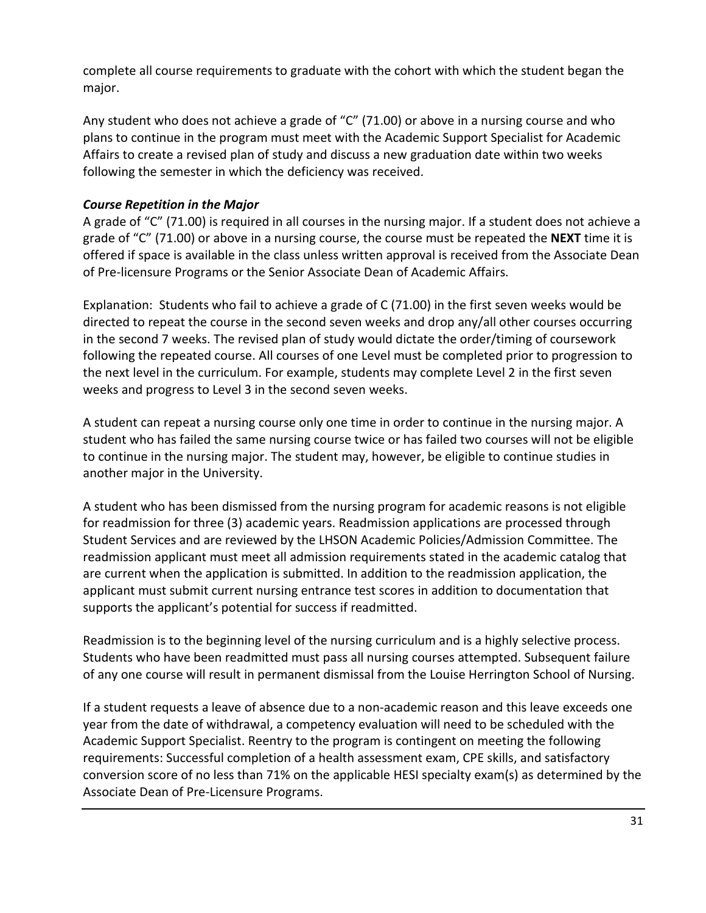complete all course requirements to graduate with the cohort with which the student began the major.

Any student who does not achieve a grade of "C" (71.00) or above in a nursing course and who plans to continue in the program must meet with the Academic Support Specialist for Academic Affairs to create a revised plan of study and discuss a new graduation date within two weeks following the semester in which the deficiency was received.

***Course Repetition in the Major***

A grade of "C" (71.00) is required in all courses in the nursing major. If a student does not achieve a grade of "C" (71.00) or above in a nursing course, the course must be repeated the **NEXT** time it is offered if space is available in the class unless written approval is received from the Associate Dean of Pre-licensure Programs or the Senior Associate Dean of Academic Affairs.

Explanation: Students who fail to achieve a grade of C (71.00) in the first seven weeks would be directed to repeat the course in the second seven weeks and drop any/all other courses occurring in the second 7 weeks. The revised plan of study would dictate the order/timing of coursework following the repeated course. All courses of one Level must be completed prior to progression to the next level in the curriculum. For example, students may complete Level 2 in the first seven weeks and progress to Level 3 in the second seven weeks.

A student can repeat a nursing course only one time in order to continue in the nursing major. A student who has failed the same nursing course twice or has failed two courses will not be eligible to continue in the nursing major. The student may, however, be eligible to continue studies in another major in the University.

A student who has been dismissed from the nursing program for academic reasons is not eligible for readmission for three (3) academic years. Readmission applications are processed through Student Services and are reviewed by the LHSON Academic Policies/Admission Committee. The readmission applicant must meet all admission requirements stated in the academic catalog that are current when the application is submitted. In addition to the readmission application, the applicant must submit current nursing entrance test scores in addition to documentation that supports the applicant's potential for success if readmitted.

Readmission is to the beginning level of the nursing curriculum and is a highly selective process. Students who have been readmitted must pass all nursing courses attempted. Subsequent failure of any one course will result in permanent dismissal from the Louise Herrington School of Nursing.

If a student requests a leave of absence due to a non-academic reason and this leave exceeds one year from the date of withdrawal, a competency evaluation will need to be scheduled with the Academic Support Specialist. Reentry to the program is contingent on meeting the following requirements: Successful completion of a health assessment exam, CPE skills, and satisfactory conversion score of no less than 71% on the applicable HESI specialty exam(s) as determined by the Associate Dean of Pre-Licensure Programs.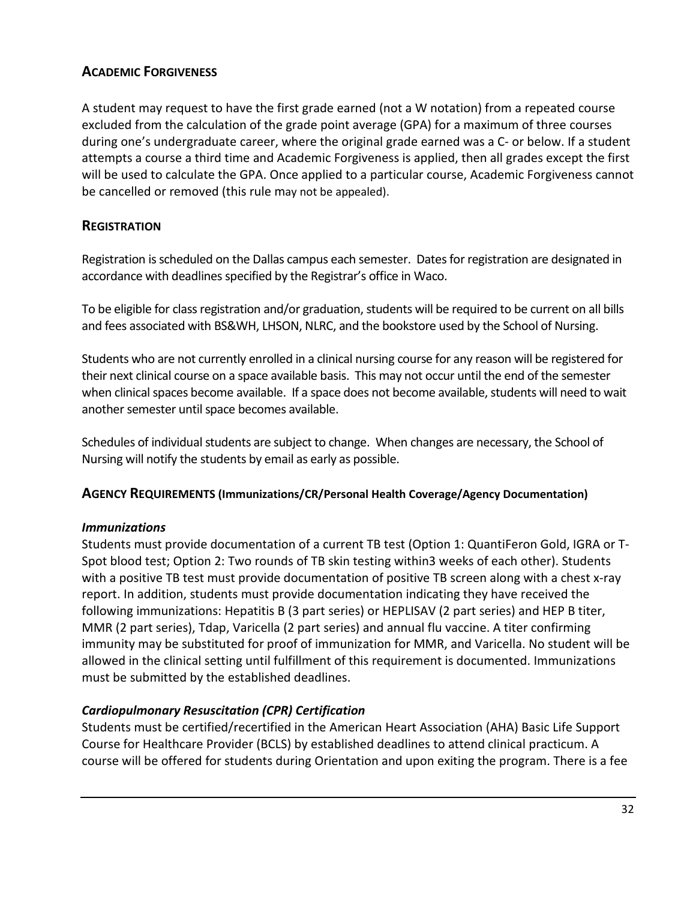## ACADEMIC FORGIVENESS

A student may request to have the first grade earned (not a W notation) from a repeated course excluded from the calculation of the grade point average (GPA) for a maximum of three courses during one's undergraduate career, where the original grade earned was a C- or below. If a student attempts a course a third time and Academic Forgiveness is applied, then all grades except the first will be used to calculate the GPA. Once applied to a particular course, Academic Forgiveness cannot be cancelled or removed (this rule may not be appealed).

## REGISTRATION

Registration is scheduled on the Dallas campus each semester. Dates for registration are designated in accordance with deadlines specified by the Registrar's office in Waco.

To be eligible for class registration and/or graduation, students will be required to be current on all bills and fees associated with BS&WH, LHSON, NLRC, and the bookstore used by the School of Nursing.

Students who are not currently enrolled in a clinical nursing course for any reason will be registered for their next clinical course on a space available basis. This may not occur until the end of the semester when clinical spaces become available. If a space does not become available, students will need to wait another semester until space becomes available.

Schedules of individual students are subject to change. When changes are necessary, the School of Nursing will notify the students by email as early as possible.

## AGENCY REQUIREMENTS (Immunizations/CR/Personal Health Coverage/Agency Documentation)

### *Immunizations*

Students must provide documentation of a current TB test (Option 1: QuantiFeron Gold, IGRA or T-Spot blood test; Option 2: Two rounds of TB skin testing within3 weeks of each other). Students with a positive TB test must provide documentation of positive TB screen along with a chest x-ray report. In addition, students must provide documentation indicating they have received the following immunizations: Hepatitis B (3 part series) or HEPLISAV (2 part series) and HEP B titer, MMR (2 part series), Tdap, Varicella (2 part series) and annual flu vaccine. A titer confirming immunity may be substituted for proof of immunization for MMR, and Varicella. No student will be allowed in the clinical setting until fulfillment of this requirement is documented. Immunizations must be submitted by the established deadlines.

### *Cardiopulmonary Resuscitation (CPR) Certification*

Students must be certified/recertified in the American Heart Association (AHA) Basic Life Support Course for Healthcare Provider (BCLS) by established deadlines to attend clinical practicum. A course will be offered for students during Orientation and upon exiting the program. There is a fee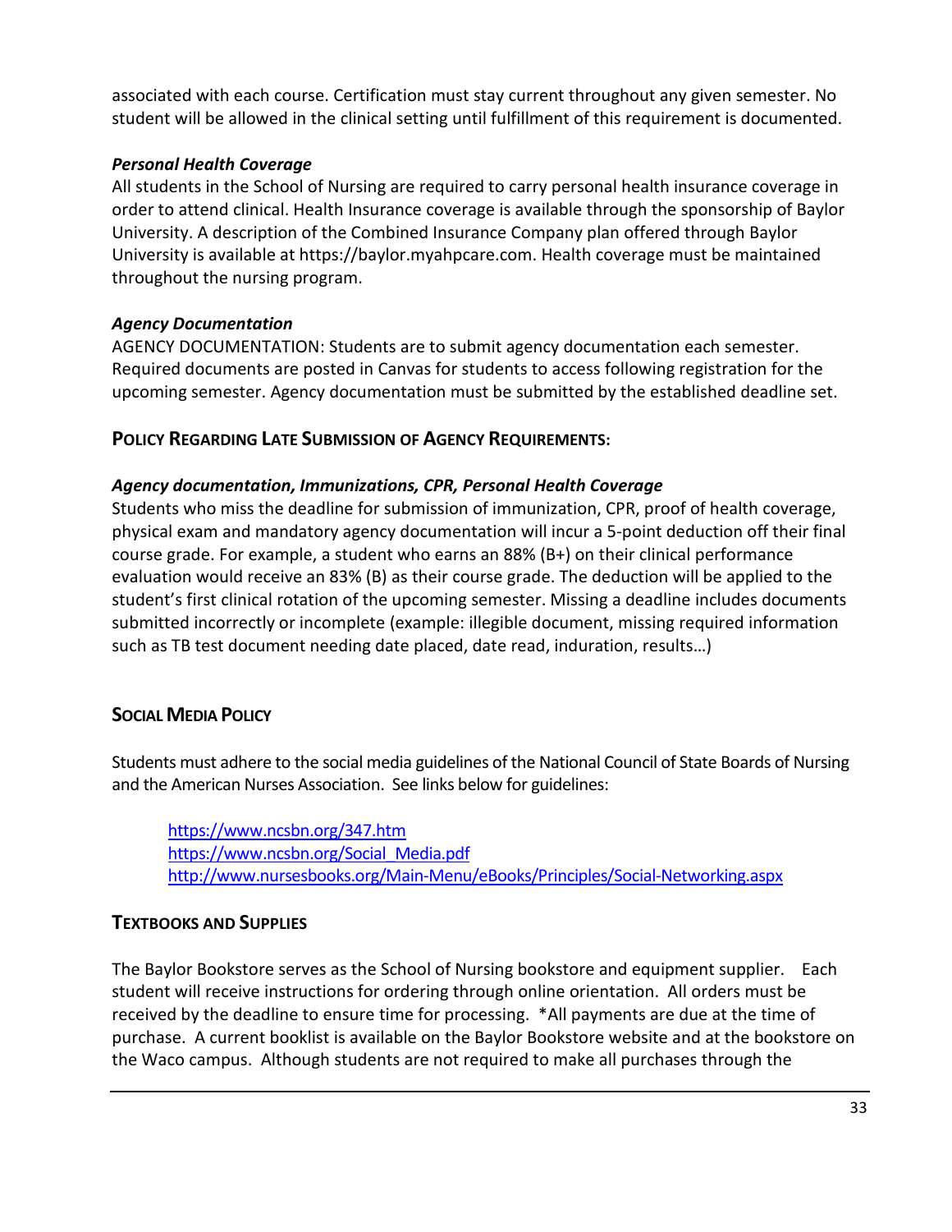associated with each course. Certification must stay current throughout any given semester. No student will be allowed in the clinical setting until fulfillment of this requirement is documented.

***Personal Health Coverage***

All students in the School of Nursing are required to carry personal health insurance coverage in order to attend clinical. Health Insurance coverage is available through the sponsorship of Baylor University. A description of the Combined Insurance Company plan offered through Baylor University is available at https://baylor.myahpcare.com. Health coverage must be maintained throughout the nursing program.

***Agency Documentation***

AGENCY DOCUMENTATION: Students are to submit agency documentation each semester. Required documents are posted in Canvas for students to access following registration for the upcoming semester. Agency documentation must be submitted by the established deadline set.

## POLICY REGARDING LATE SUBMISSION OF AGENCY REQUIREMENTS:

***Agency documentation, Immunizations, CPR, Personal Health Coverage***

Students who miss the deadline for submission of immunization, CPR, proof of health coverage, physical exam and mandatory agency documentation will incur a 5-point deduction off their final course grade. For example, a student who earns an 88% (B+) on their clinical performance evaluation would receive an 83% (B) as their course grade. The deduction will be applied to the student's first clinical rotation of the upcoming semester. Missing a deadline includes documents submitted incorrectly or incomplete (example: illegible document, missing required information such as TB test document needing date placed, date read, induration, results…)

## SOCIAL MEDIA POLICY

Students must adhere to the social media guidelines of the National Council of State Boards of Nursing and the American Nurses Association. See links below for guidelines:

https://www.ncsbn.org/347.htm
https://www.ncsbn.org/Social_Media.pdf
http://www.nursesbooks.org/Main-Menu/eBooks/Principles/Social-Networking.aspx

## TEXTBOOKS AND SUPPLIES

The Baylor Bookstore serves as the School of Nursing bookstore and equipment supplier. Each student will receive instructions for ordering through online orientation. All orders must be received by the deadline to ensure time for processing. *All payments are due at the time of purchase. A current booklist is available on the Baylor Bookstore website and at the bookstore on the Waco campus. Although students are not required to make all purchases through the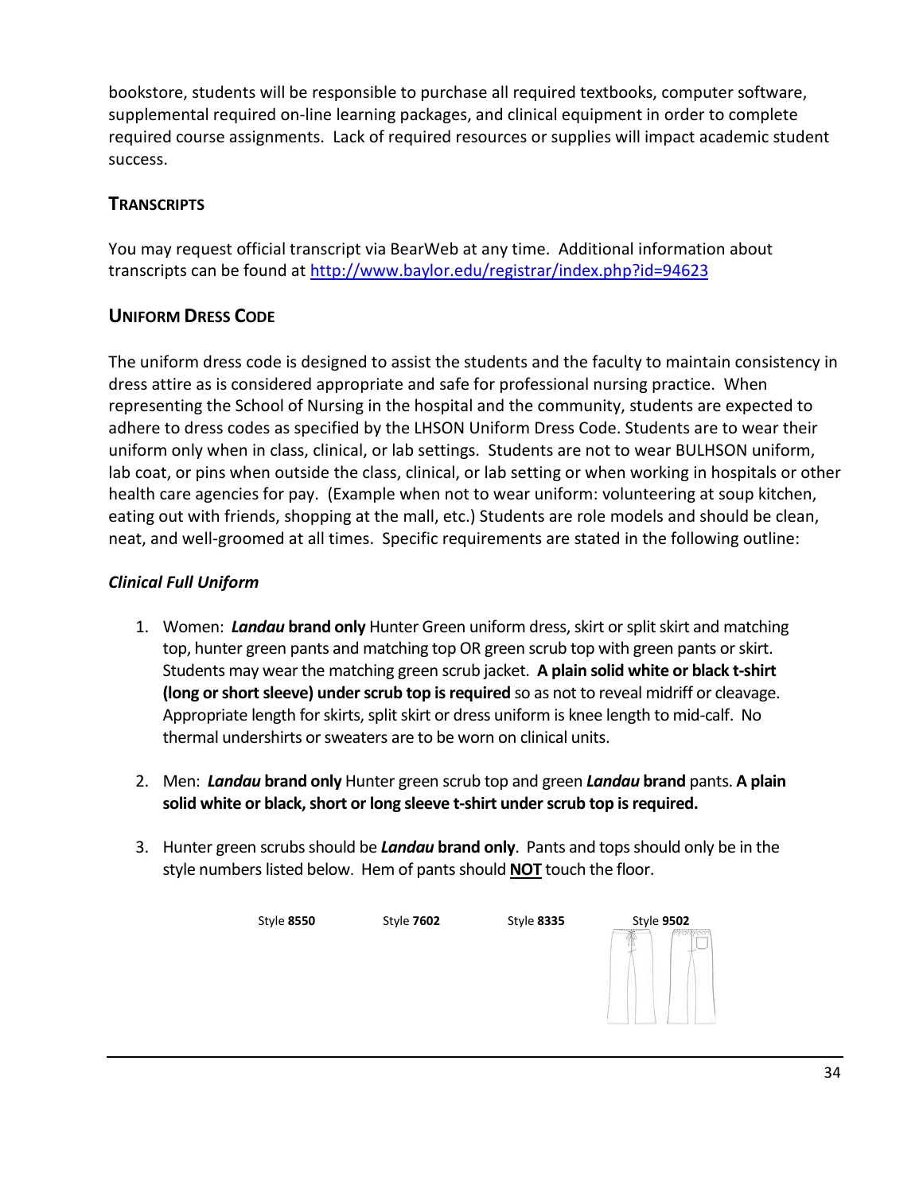bookstore, students will be responsible to purchase all required textbooks, computer software, supplemental required on-line learning packages, and clinical equipment in order to complete required course assignments. Lack of required resources or supplies will impact academic student success.

## Transcripts

You may request official transcript via BearWeb at any time. Additional information about transcripts can be found at http://www.baylor.edu/registrar/index.php?id=94623

## Uniform Dress Code

The uniform dress code is designed to assist the students and the faculty to maintain consistency in dress attire as is considered appropriate and safe for professional nursing practice. When representing the School of Nursing in the hospital and the community, students are expected to adhere to dress codes as specified by the LHSON Uniform Dress Code. Students are to wear their uniform only when in class, clinical, or lab settings. Students are not to wear BULHSON uniform, lab coat, or pins when outside the class, clinical, or lab setting or when working in hospitals or other health care agencies for pay. (Example when not to wear uniform: volunteering at soup kitchen, eating out with friends, shopping at the mall, etc.) Students are role models and should be clean, neat, and well-groomed at all times. Specific requirements are stated in the following outline:

### *Clinical Full Uniform*

1. Women: ***Landau* brand only** Hunter Green uniform dress, skirt or split skirt and matching top, hunter green pants and matching top OR green scrub top with green pants or skirt. Students may wear the matching green scrub jacket. **A plain solid white or black t-shirt (long or short sleeve) under scrub top is required** so as not to reveal midriff or cleavage. Appropriate length for skirts, split skirt or dress uniform is knee length to mid-calf. No thermal undershirts or sweaters are to be worn on clinical units.

2. Men: ***Landau* brand only** Hunter green scrub top and green ***Landau* brand** pants. **A plain solid white or black, short or long sleeve t-shirt under scrub top is required.**

3. Hunter green scrubs should be ***Landau* brand only**. Pants and tops should only be in the style numbers listed below. Hem of pants should **NOT** touch the floor.

Style **8550** Style **7602** Style **8335** Style **9502**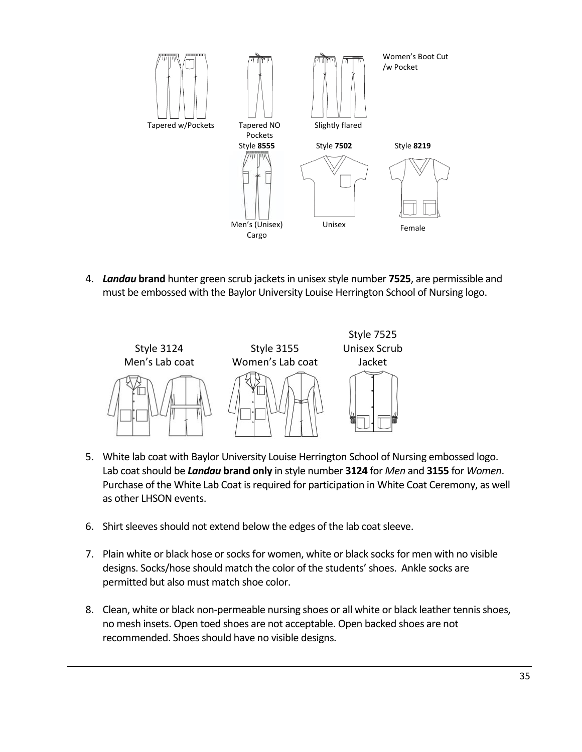Tapered w/Pockets | Tapered NO Pockets | Slightly flared | Women's Boot Cut /w Pocket

Style **8555** | Style **7502** | Style **8219**

Men's (Unisex) Cargo | Unisex | Female

4. ***Landau* brand** hunter green scrub jackets in unisex style number **7525**, are permissible and must be embossed with the Baylor University Louise Herrington School of Nursing logo.

Style 3124 Men's Lab coat | Style 3155 Women's Lab coat | Style 7525 Unisex Scrub Jacket

5. White lab coat with Baylor University Louise Herrington School of Nursing embossed logo. Lab coat should be ***Landau* brand only** in style number **3124** for *Men* and **3155** for *Women*. Purchase of the White Lab Coat is required for participation in White Coat Ceremony, as well as other LHSON events.

6. Shirt sleeves should not extend below the edges of the lab coat sleeve.

7. Plain white or black hose or socks for women, white or black socks for men with no visible designs. Socks/hose should match the color of the students' shoes. Ankle socks are permitted but also must match shoe color.

8. Clean, white or black non-permeable nursing shoes or all white or black leather tennis shoes, no mesh insets. Open toed shoes are not acceptable. Open backed shoes are not recommended. Shoes should have no visible designs.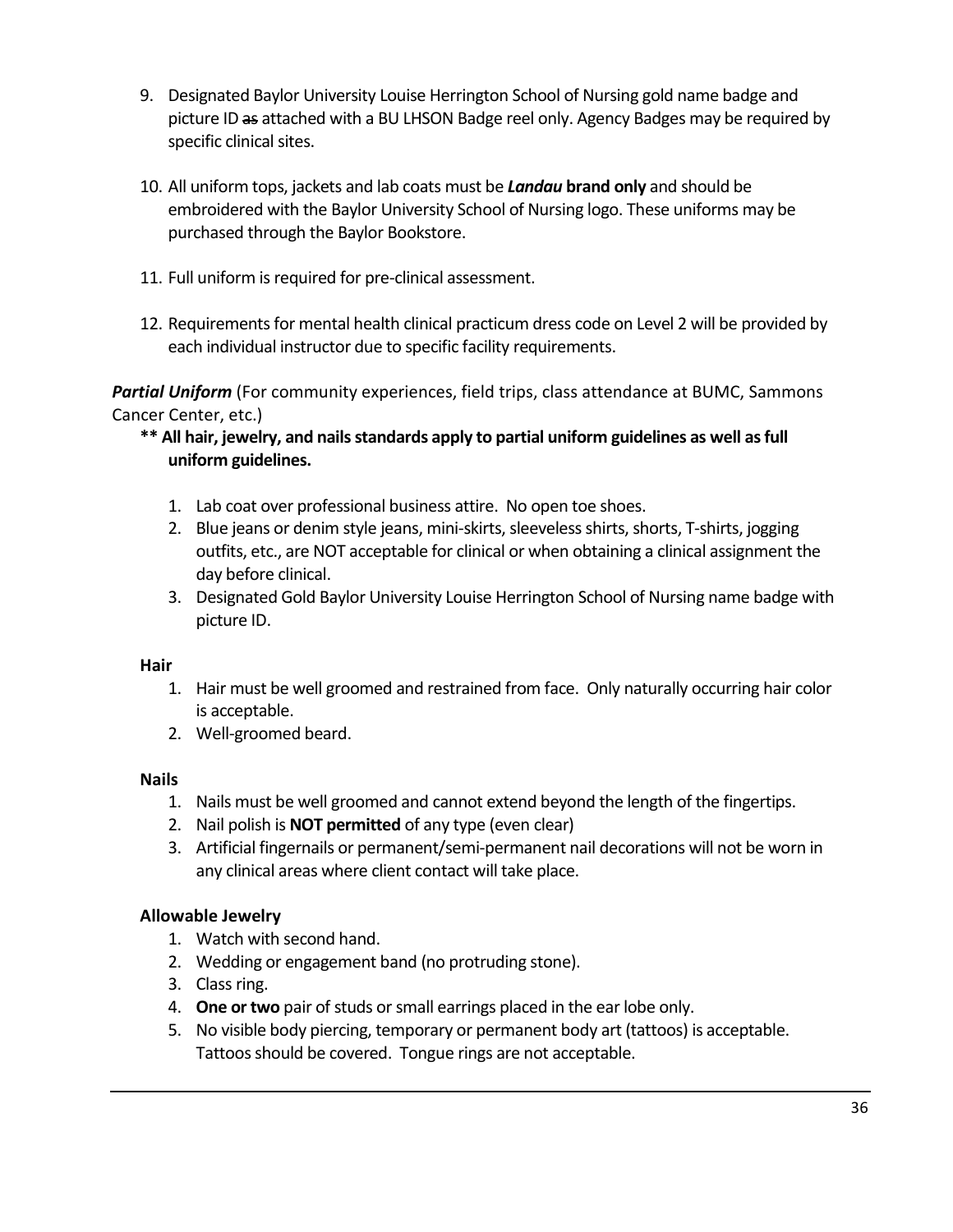9. Designated Baylor University Louise Herrington School of Nursing gold name badge and picture ID ~~as~~ attached with a BU LHSON Badge reel only. Agency Badges may be required by specific clinical sites.

10. All uniform tops, jackets and lab coats must be ***Landau*** **brand only** and should be embroidered with the Baylor University School of Nursing logo. These uniforms may be purchased through the Baylor Bookstore.

11. Full uniform is required for pre-clinical assessment.

12. Requirements for mental health clinical practicum dress code on Level 2 will be provided by each individual instructor due to specific facility requirements.

***Partial Uniform*** (For community experiences, field trips, class attendance at BUMC, Sammons Cancer Center, etc.)

**** All hair, jewelry, and nails standards apply to partial uniform guidelines as well as full uniform guidelines.**

1. Lab coat over professional business attire. No open toe shoes.
2. Blue jeans or denim style jeans, mini-skirts, sleeveless shirts, shorts, T-shirts, jogging outfits, etc., are NOT acceptable for clinical or when obtaining a clinical assignment the day before clinical.
3. Designated Gold Baylor University Louise Herrington School of Nursing name badge with picture ID.

**Hair**

1. Hair must be well groomed and restrained from face. Only naturally occurring hair color is acceptable.
2. Well-groomed beard.

**Nails**

1. Nails must be well groomed and cannot extend beyond the length of the fingertips.
2. Nail polish is **NOT permitted** of any type (even clear)
3. Artificial fingernails or permanent/semi-permanent nail decorations will not be worn in any clinical areas where client contact will take place.

**Allowable Jewelry**

1. Watch with second hand.
2. Wedding or engagement band (no protruding stone).
3. Class ring.
4. **One or two** pair of studs or small earrings placed in the ear lobe only.
5. No visible body piercing, temporary or permanent body art (tattoos) is acceptable. Tattoos should be covered. Tongue rings are not acceptable.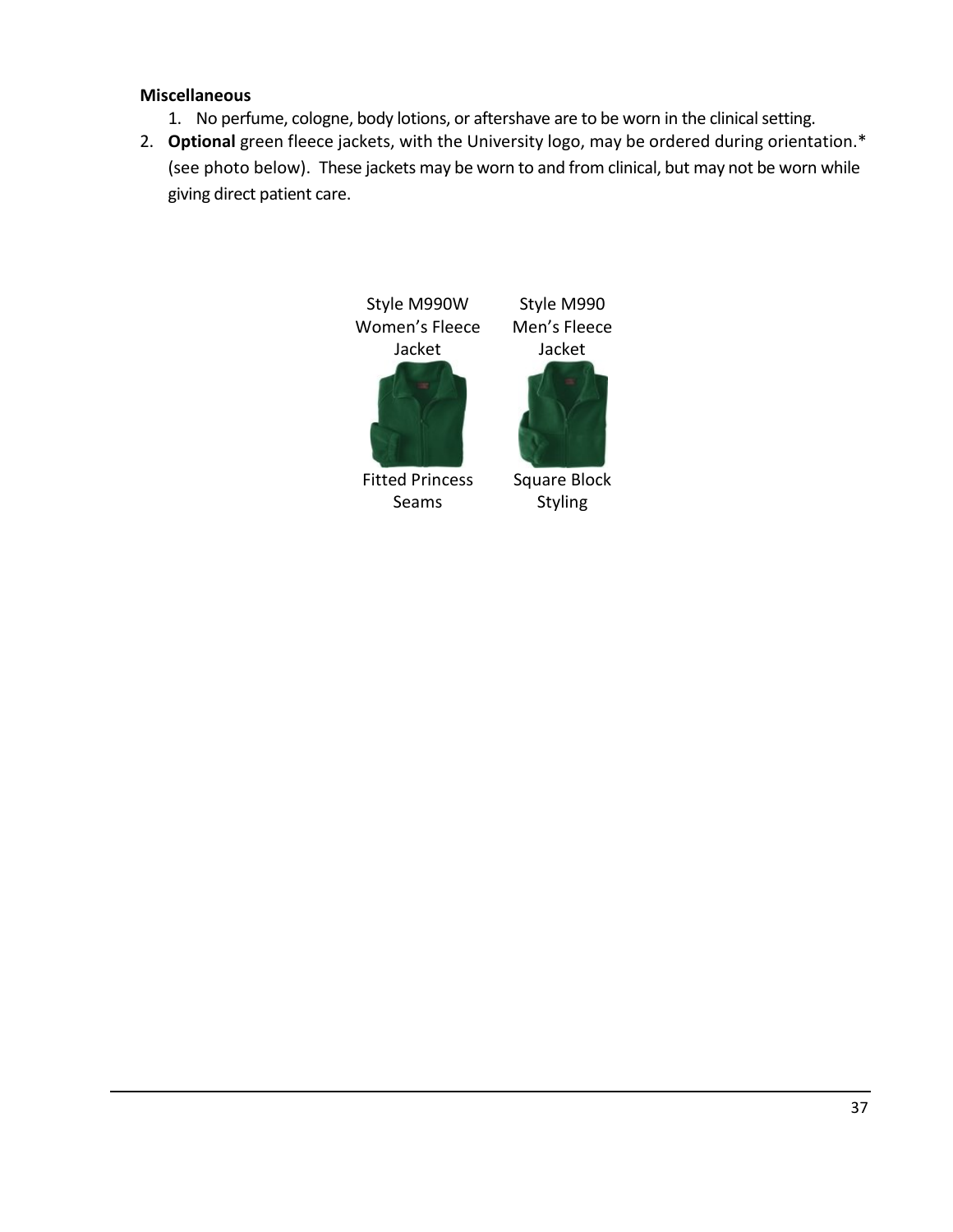**Miscellaneous**

1. No perfume, cologne, body lotions, or aftershave are to be worn in the clinical setting.
2. **Optional** green fleece jackets, with the University logo, may be ordered during orientation.* (see photo below). These jackets may be worn to and from clinical, but may not be worn while giving direct patient care.

| Style M990W Women's Fleece Jacket | Style M990 Men's Fleece Jacket |
| --- | --- |
| Fitted Princess Seams | Square Block Styling |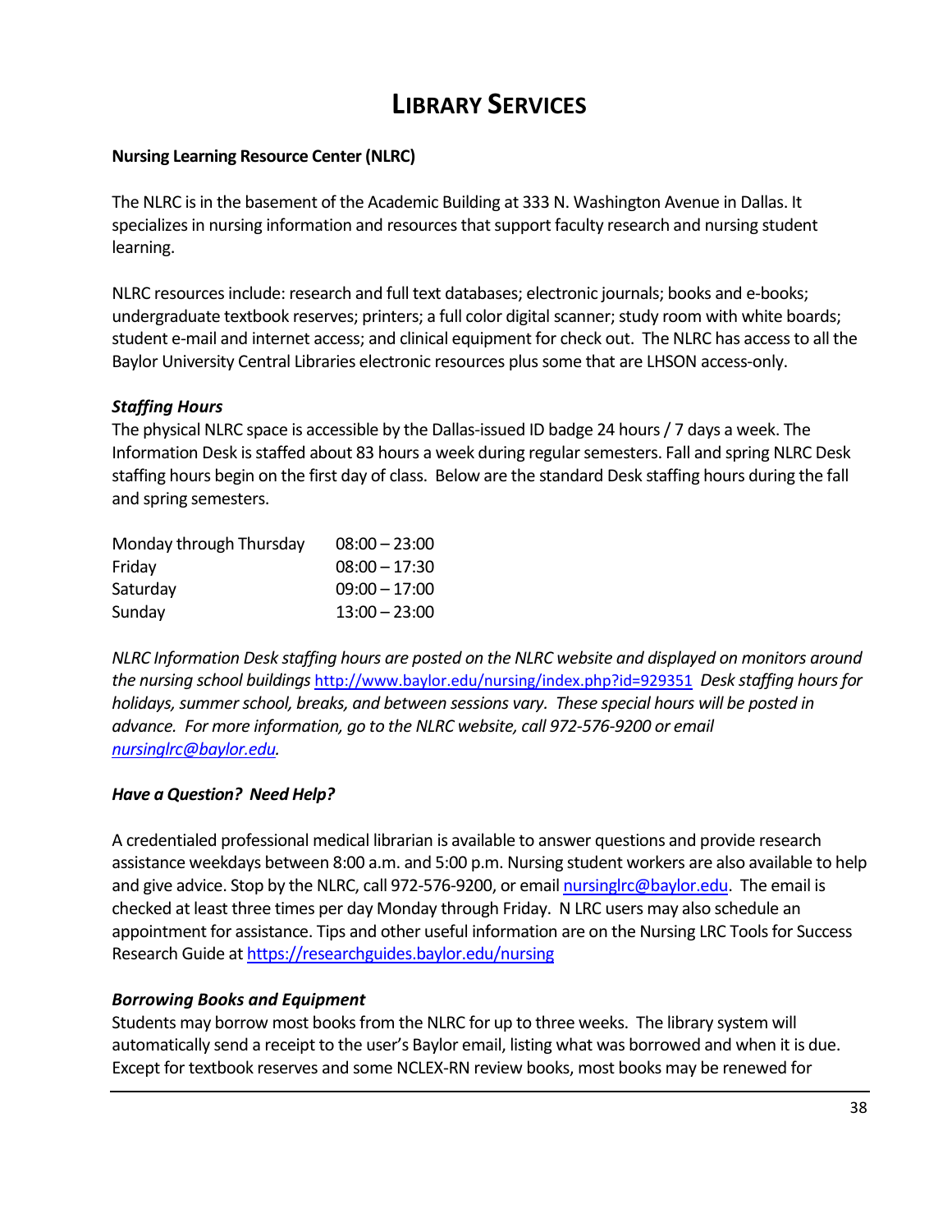# LIBRARY SERVICES

**Nursing Learning Resource Center (NLRC)**

The NLRC is in the basement of the Academic Building at 333 N. Washington Avenue in Dallas. It specializes in nursing information and resources that support faculty research and nursing student learning.

NLRC resources include: research and full text databases; electronic journals; books and e-books; undergraduate textbook reserves; printers; a full color digital scanner; study room with white boards; student e-mail and internet access; and clinical equipment for check out. The NLRC has access to all the Baylor University Central Libraries electronic resources plus some that are LHSON access-only.

***Staffing Hours***

The physical NLRC space is accessible by the Dallas-issued ID badge 24 hours / 7 days a week. The Information Desk is staffed about 83 hours a week during regular semesters. Fall and spring NLRC Desk staffing hours begin on the first day of class. Below are the standard Desk staffing hours during the fall and spring semesters.

| | |
|---|---|
| Monday through Thursday | 08:00 – 23:00 |
| Friday | 08:00 – 17:30 |
| Saturday | 09:00 – 17:00 |
| Sunday | 13:00 – 23:00 |

*NLRC Information Desk staffing hours are posted on the NLRC website and displayed on monitors around the nursing school buildings* http://www.baylor.edu/nursing/index.php?id=929351 *Desk staffing hours for holidays, summer school, breaks, and between sessions vary. These special hours will be posted in advance. For more information, go to the NLRC website, call 972-576-9200 or email nursinglrc@baylor.edu.*

***Have a Question? Need Help?***

A credentialed professional medical librarian is available to answer questions and provide research assistance weekdays between 8:00 a.m. and 5:00 p.m. Nursing student workers are also available to help and give advice. Stop by the NLRC, call 972-576-9200, or email nursinglrc@baylor.edu. The email is checked at least three times per day Monday through Friday. N LRC users may also schedule an appointment for assistance. Tips and other useful information are on the Nursing LRC Tools for Success Research Guide at https://researchguides.baylor.edu/nursing

***Borrowing Books and Equipment***

Students may borrow most books from the NLRC for up to three weeks. The library system will automatically send a receipt to the user's Baylor email, listing what was borrowed and when it is due. Except for textbook reserves and some NCLEX-RN review books, most books may be renewed for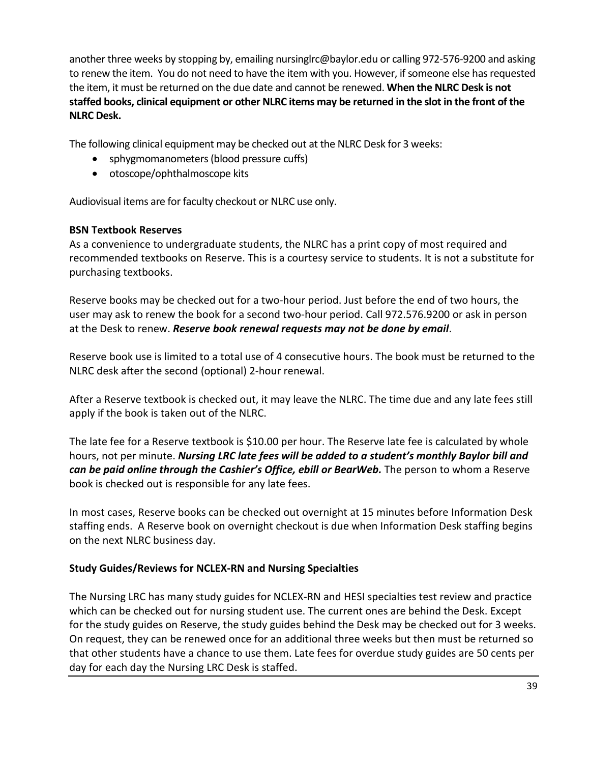another three weeks by stopping by, emailing nursinglrc@baylor.edu or calling 972-576-9200 and asking to renew the item. You do not need to have the item with you. However, if someone else has requested the item, it must be returned on the due date and cannot be renewed. **When the NLRC Desk is not staffed books, clinical equipment or other NLRC items may be returned in the slot in the front of the NLRC Desk.**

The following clinical equipment may be checked out at the NLRC Desk for 3 weeks:

- sphygmomanometers (blood pressure cuffs)
- otoscope/ophthalmoscope kits

Audiovisual items are for faculty checkout or NLRC use only.

**BSN Textbook Reserves**

As a convenience to undergraduate students, the NLRC has a print copy of most required and recommended textbooks on Reserve. This is a courtesy service to students. It is not a substitute for purchasing textbooks.

Reserve books may be checked out for a two-hour period. Just before the end of two hours, the user may ask to renew the book for a second two-hour period. Call 972.576.9200 or ask in person at the Desk to renew. ***Reserve book renewal requests may not be done by email***.

Reserve book use is limited to a total use of 4 consecutive hours. The book must be returned to the NLRC desk after the second (optional) 2-hour renewal.

After a Reserve textbook is checked out, it may leave the NLRC. The time due and any late fees still apply if the book is taken out of the NLRC.

The late fee for a Reserve textbook is $10.00 per hour. The Reserve late fee is calculated by whole hours, not per minute. ***Nursing LRC late fees will be added to a student's monthly Baylor bill and can be paid online through the Cashier's Office, ebill or BearWeb.*** The person to whom a Reserve book is checked out is responsible for any late fees.

In most cases, Reserve books can be checked out overnight at 15 minutes before Information Desk staffing ends. A Reserve book on overnight checkout is due when Information Desk staffing begins on the next NLRC business day.

**Study Guides/Reviews for NCLEX-RN and Nursing Specialties**

The Nursing LRC has many study guides for NCLEX-RN and HESI specialties test review and practice which can be checked out for nursing student use. The current ones are behind the Desk. Except for the study guides on Reserve, the study guides behind the Desk may be checked out for 3 weeks. On request, they can be renewed once for an additional three weeks but then must be returned so that other students have a chance to use them. Late fees for overdue study guides are 50 cents per day for each day the Nursing LRC Desk is staffed.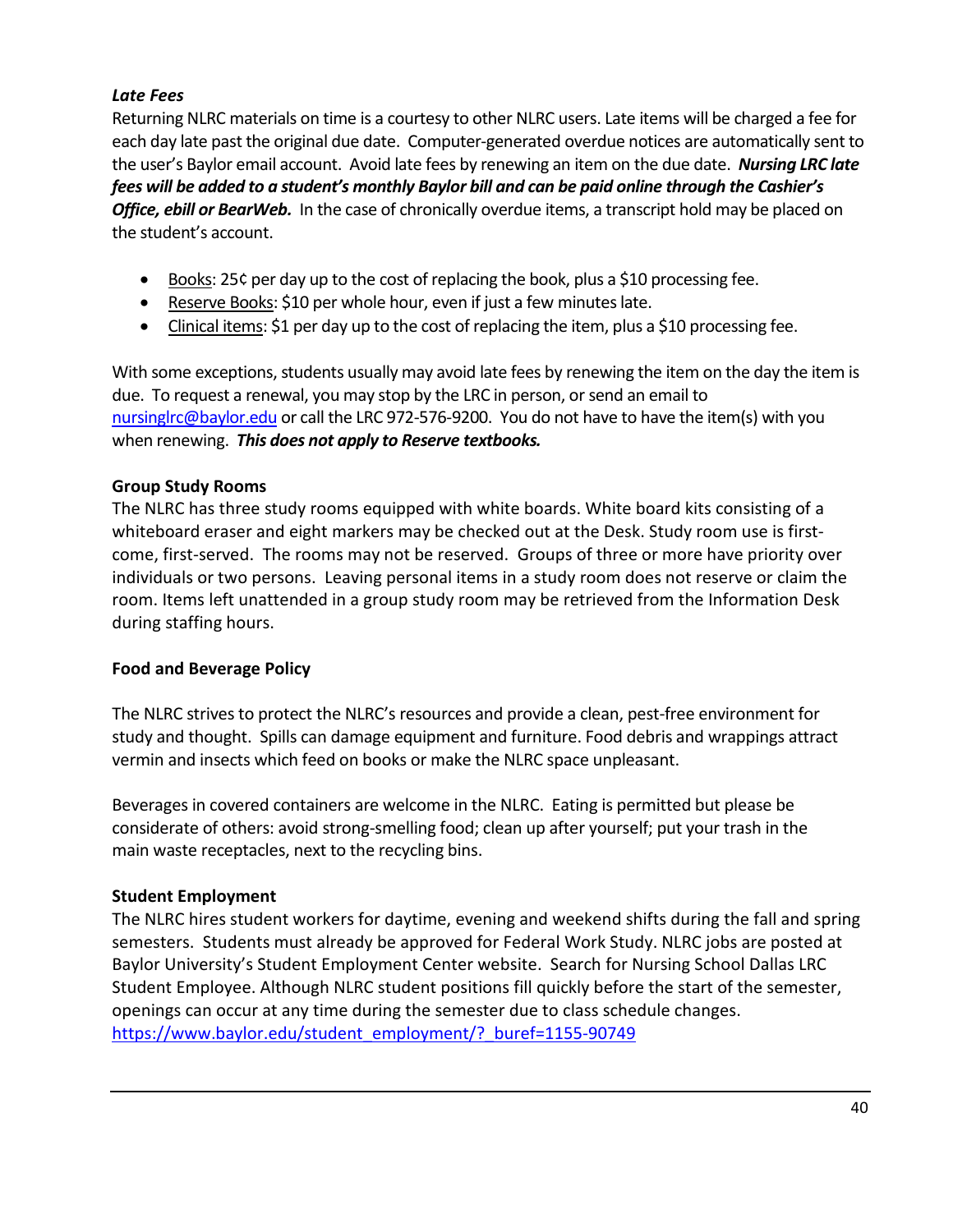***Late Fees***

Returning NLRC materials on time is a courtesy to other NLRC users. Late items will be charged a fee for each day late past the original due date. Computer-generated overdue notices are automatically sent to the user's Baylor email account. Avoid late fees by renewing an item on the due date. ***Nursing LRC late fees will be added to a student's monthly Baylor bill and can be paid online through the Cashier's Office, ebill or BearWeb.*** In the case of chronically overdue items, a transcript hold may be placed on the student's account.

- Books: 25¢ per day up to the cost of replacing the book, plus a $10 processing fee.
- Reserve Books: $10 per whole hour, even if just a few minutes late.
- Clinical items: $1 per day up to the cost of replacing the item, plus a $10 processing fee.

With some exceptions, students usually may avoid late fees by renewing the item on the day the item is due. To request a renewal, you may stop by the LRC in person, or send an email to nursinglrc@baylor.edu or call the LRC 972-576-9200. You do not have to have the item(s) with you when renewing. ***This does not apply to Reserve textbooks.***

**Group Study Rooms**

The NLRC has three study rooms equipped with white boards. White board kits consisting of a whiteboard eraser and eight markers may be checked out at the Desk. Study room use is first-come, first-served. The rooms may not be reserved. Groups of three or more have priority over individuals or two persons. Leaving personal items in a study room does not reserve or claim the room. Items left unattended in a group study room may be retrieved from the Information Desk during staffing hours.

**Food and Beverage Policy**

The NLRC strives to protect the NLRC's resources and provide a clean, pest-free environment for study and thought. Spills can damage equipment and furniture. Food debris and wrappings attract vermin and insects which feed on books or make the NLRC space unpleasant.

Beverages in covered containers are welcome in the NLRC. Eating is permitted but please be considerate of others: avoid strong-smelling food; clean up after yourself; put your trash in the main waste receptacles, next to the recycling bins.

**Student Employment**

The NLRC hires student workers for daytime, evening and weekend shifts during the fall and spring semesters. Students must already be approved for Federal Work Study. NLRC jobs are posted at Baylor University's Student Employment Center website. Search for Nursing School Dallas LRC Student Employee. Although NLRC student positions fill quickly before the start of the semester, openings can occur at any time during the semester due to class schedule changes.
https://www.baylor.edu/student_employment/?_buref=1155-90749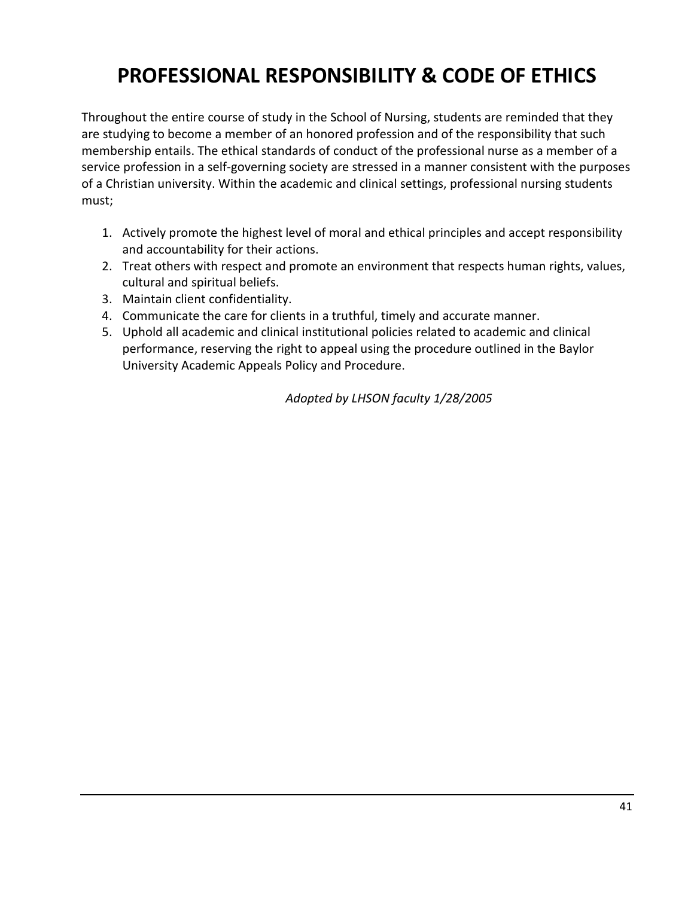# PROFESSIONAL RESPONSIBILITY & CODE OF ETHICS

Throughout the entire course of study in the School of Nursing, students are reminded that they are studying to become a member of an honored profession and of the responsibility that such membership entails. The ethical standards of conduct of the professional nurse as a member of a service profession in a self-governing society are stressed in a manner consistent with the purposes of a Christian university. Within the academic and clinical settings, professional nursing students must;

1. Actively promote the highest level of moral and ethical principles and accept responsibility and accountability for their actions.
2. Treat others with respect and promote an environment that respects human rights, values, cultural and spiritual beliefs.
3. Maintain client confidentiality.
4. Communicate the care for clients in a truthful, timely and accurate manner.
5. Uphold all academic and clinical institutional policies related to academic and clinical performance, reserving the right to appeal using the procedure outlined in the Baylor University Academic Appeals Policy and Procedure.

*Adopted by LHSON faculty 1/28/2005*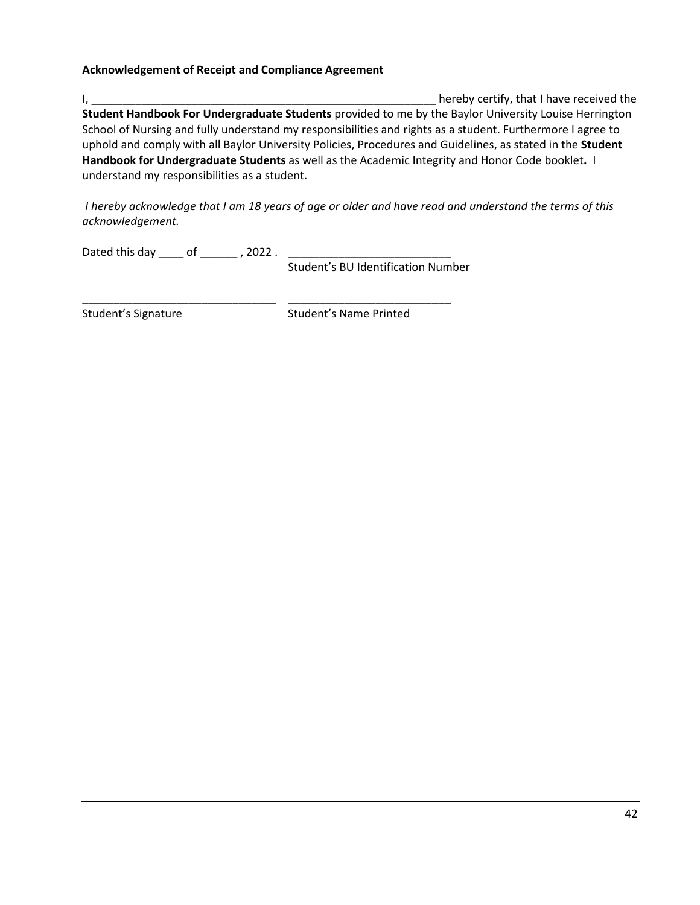**Acknowledgement of Receipt and Compliance Agreement**

I, _________________________________________________________ hereby certify, that I have received the **Student Handbook For Undergraduate Students** provided to me by the Baylor University Louise Herrington School of Nursing and fully understand my responsibilities and rights as a student. Furthermore I agree to uphold and comply with all Baylor University Policies, Procedures and Guidelines, as stated in the **Student Handbook for Undergraduate Students** as well as the Academic Integrity and Honor Code booklet**.** I understand my responsibilities as a student.

*I hereby acknowledge that I am 18 years of age or older and have read and understand the terms of this acknowledgement.*

Dated this day ____ of ______ , 2022 .   __________________________
Student's BU Identification Number

_______________________________   __________________________
Student's Signature   Student's Name Printed